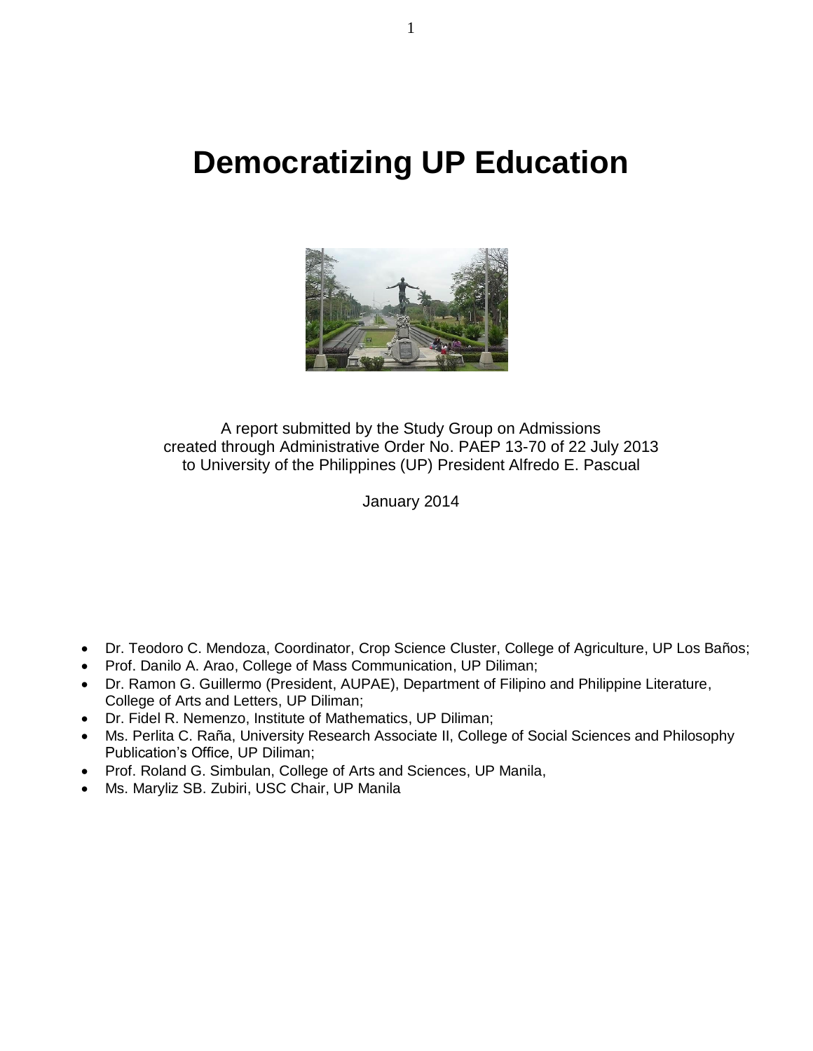# Democratizing UP Education

A report submitted by the Study Group on Admissions
created through Administrative Order No. PAEP 13-70 of 22 July 2013
to University of the Philippines (UP) President Alfredo E. Pascual

January 2014

- Dr. Teodoro C. Mendoza, Coordinator, Crop Science Cluster, College of Agriculture, UP Los Baños;
- Prof. Danilo A. Arao, College of Mass Communication, UP Diliman;
- Dr. Ramon G. Guillermo (President, AUPAE), Department of Filipino and Philippine Literature, College of Arts and Letters, UP Diliman;
- Dr. Fidel R. Nemenzo, Institute of Mathematics, UP Diliman;
- Ms. Perlita C. Raña, University Research Associate II, College of Social Sciences and Philosophy Publication's Office, UP Diliman;
- Prof. Roland G. Simbulan, College of Arts and Sciences, UP Manila,
- Ms. Maryliz SB. Zubiri, USC Chair, UP Manila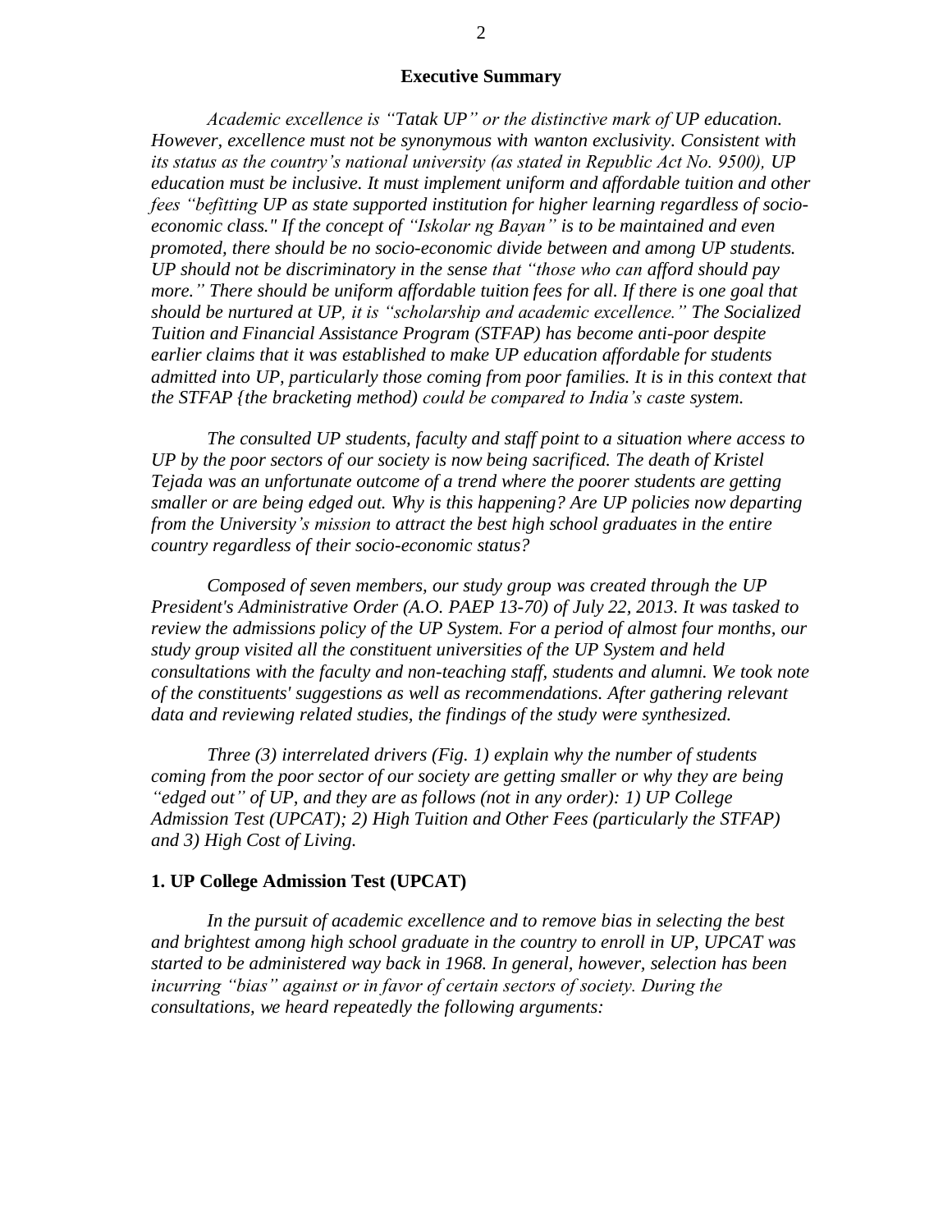## Executive Summary

*Academic excellence is "Tatak UP" or the distinctive mark of UP education. However, excellence must not be synonymous with wanton exclusivity. Consistent with its status as the country's national university (as stated in Republic Act No. 9500), UP education must be inclusive. It must implement uniform and affordable tuition and other fees "befitting UP as state supported institution for higher learning regardless of socio-economic class." If the concept of "Iskolar ng Bayan" is to be maintained and even promoted, there should be no socio-economic divide between and among UP students. UP should not be discriminatory in the sense that "those who can afford should pay more." There should be uniform affordable tuition fees for all. If there is one goal that should be nurtured at UP, it is "scholarship and academic excellence." The Socialized Tuition and Financial Assistance Program (STFAP) has become anti-poor despite earlier claims that it was established to make UP education affordable for students admitted into UP, particularly those coming from poor families. It is in this context that the STFAP {the bracketing method) could be compared to India's caste system.*

*The consulted UP students, faculty and staff point to a situation where access to UP by the poor sectors of our society is now being sacrificed. The death of Kristel Tejada was an unfortunate outcome of a trend where the poorer students are getting smaller or are being edged out. Why is this happening? Are UP policies now departing from the University's mission to attract the best high school graduates in the entire country regardless of their socio-economic status?*

*Composed of seven members, our study group was created through the UP President's Administrative Order (A.O. PAEP 13-70) of July 22, 2013. It was tasked to review the admissions policy of the UP System. For a period of almost four months, our study group visited all the constituent universities of the UP System and held consultations with the faculty and non-teaching staff, students and alumni. We took note of the constituents' suggestions as well as recommendations. After gathering relevant data and reviewing related studies, the findings of the study were synthesized.*

*Three (3) interrelated drivers (Fig. 1) explain why the number of students coming from the poor sector of our society are getting smaller or why they are being "edged out" of UP, and they are as follows (not in any order): 1) UP College Admission Test (UPCAT); 2) High Tuition and Other Fees (particularly the STFAP) and 3) High Cost of Living.*

### 1. UP College Admission Test (UPCAT)

*In the pursuit of academic excellence and to remove bias in selecting the best and brightest among high school graduate in the country to enroll in UP, UPCAT was started to be administered way back in 1968. In general, however, selection has been incurring "bias" against or in favor of certain sectors of society. During the consultations, we heard repeatedly the following arguments:*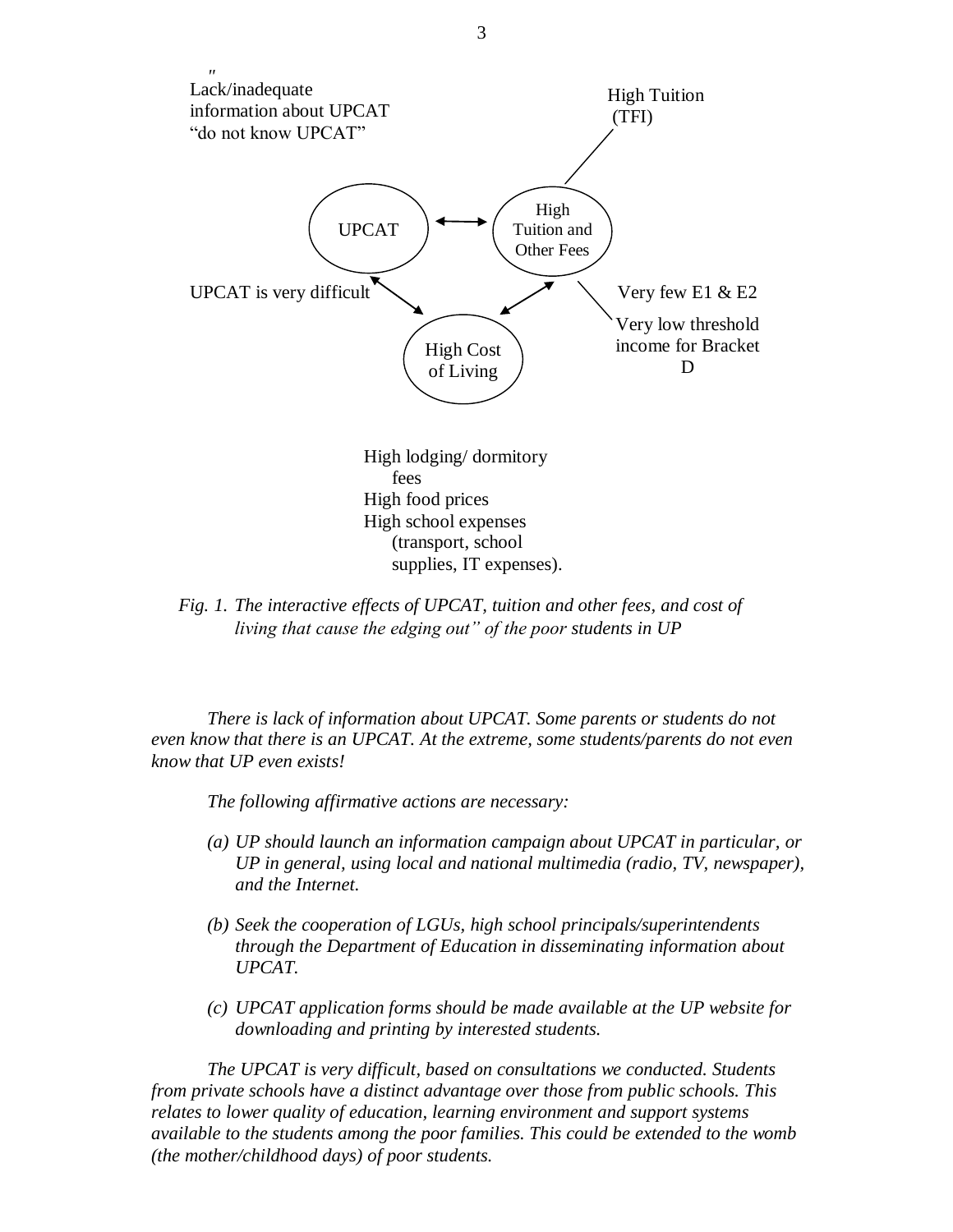"
Lack/inadequate information about UPCAT "do not know UPCAT"

High Tuition (TFI)

UPCAT

High Tuition and Other Fees

UPCAT is very difficult

Very few E1 & E2

Very low threshold income for Bracket D

High Cost of Living

High lodging/ dormitory fees
High food prices
High school expenses (transport, school supplies, IT expenses).

*Fig. 1. The interactive effects of UPCAT, tuition and other fees, and cost of living that cause the edging out" of the poor* students in UP

*There is lack of information about UPCAT. Some parents or students do not even know that there is an UPCAT. At the extreme, some students/parents do not even know that UP even exists!*

*The following affirmative actions are necessary:*

*(a) UP should launch an information campaign about UPCAT in particular, or UP in general, using local and national multimedia (radio, TV, newspaper), and the Internet.*

*(b) Seek the cooperation of LGUs, high school principals/superintendents through the Department of Education in disseminating information about UPCAT.*

*(c) UPCAT application forms should be made available at the UP website for downloading and printing by interested students.*

*The UPCAT is very difficult, based on consultations we conducted. Students from private schools have a distinct advantage over those from public schools. This relates to lower quality of education, learning environment and support systems available to the students among the poor families. This could be extended to the womb (the mother/childhood days) of poor students.*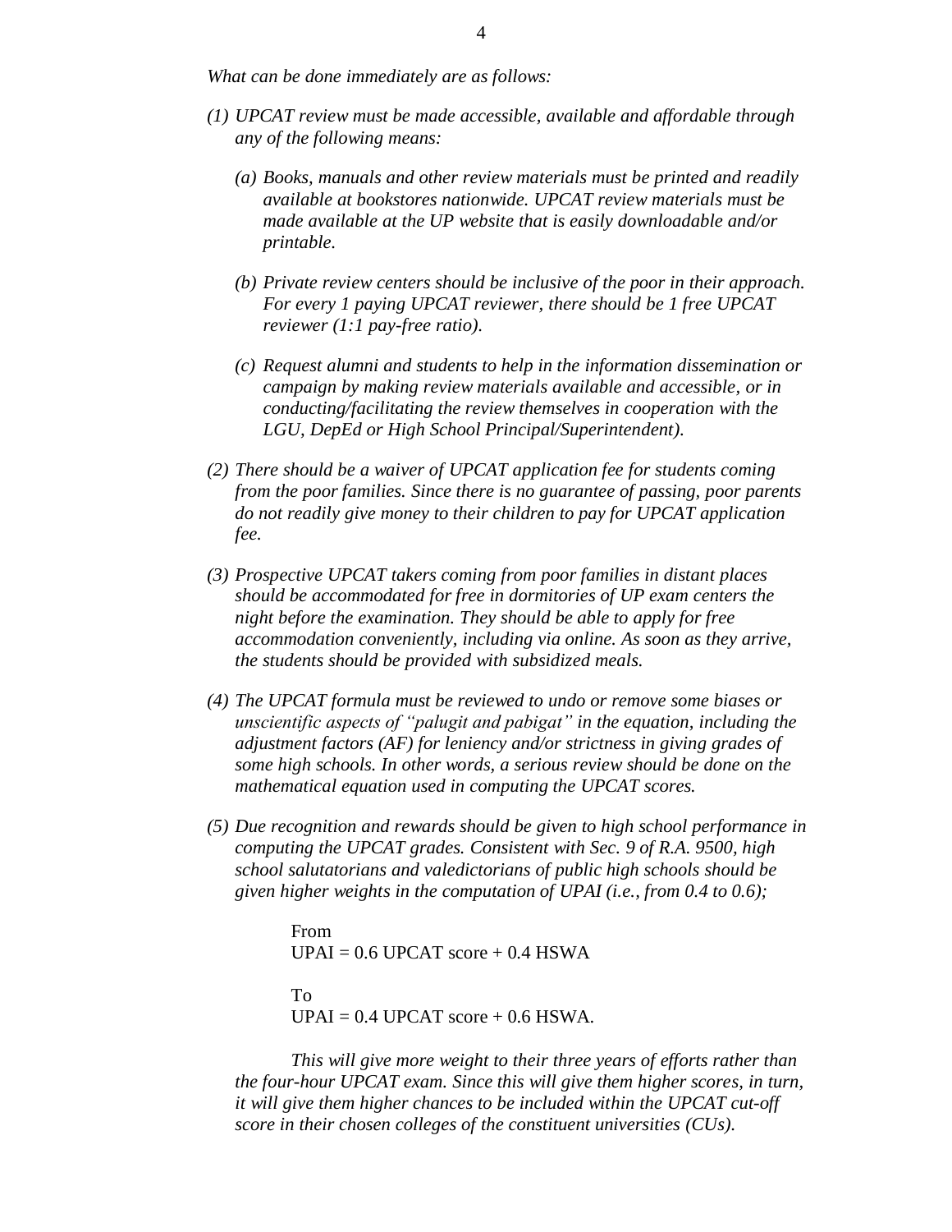*What can be done immediately are as follows:*

1. *UPCAT review must be made accessible, available and affordable through any of the following means:*

    (a) *Books, manuals and other review materials must be printed and readily available at bookstores nationwide. UPCAT review materials must be made available at the UP website that is easily downloadable and/or printable.*

    (b) *Private review centers should be inclusive of the poor in their approach. For every 1 paying UPCAT reviewer, there should be 1 free UPCAT reviewer (1:1 pay-free ratio).*

    (c) *Request alumni and students to help in the information dissemination or campaign by making review materials available and accessible, or in conducting/facilitating the review themselves in cooperation with the LGU, DepEd or High School Principal/Superintendent).*

2. *There should be a waiver of UPCAT application fee for students coming from the poor families. Since there is no guarantee of passing, poor parents do not readily give money to their children to pay for UPCAT application fee.*

3. *Prospective UPCAT takers coming from poor families in distant places should be accommodated for free in dormitories of UP exam centers the night before the examination. They should be able to apply for free accommodation conveniently, including via online. As soon as they arrive, the students should be provided with subsidized meals.*

4. *The UPCAT formula must be reviewed to undo or remove some biases or unscientific aspects of "palugit and pabigat" in the equation, including the adjustment factors (AF) for leniency and/or strictness in giving grades of some high schools. In other words, a serious review should be done on the mathematical equation used in computing the UPCAT scores.*

5. *Due recognition and rewards should be given to high school performance in computing the UPCAT grades. Consistent with Sec. 9 of R.A. 9500, high school salutatorians and valedictorians of public high schools should be given higher weights in the computation of UPAI (i.e., from 0.4 to 0.6);*

    From
    UPAI = 0.6 UPCAT score + 0.4 HSWA

    To
    UPAI = 0.4 UPCAT score + 0.6 HSWA.

    *This will give more weight to their three years of efforts rather than the four-hour UPCAT exam. Since this will give them higher scores, in turn, it will give them higher chances to be included within the UPCAT cut-off score in their chosen colleges of the constituent universities (CUs).*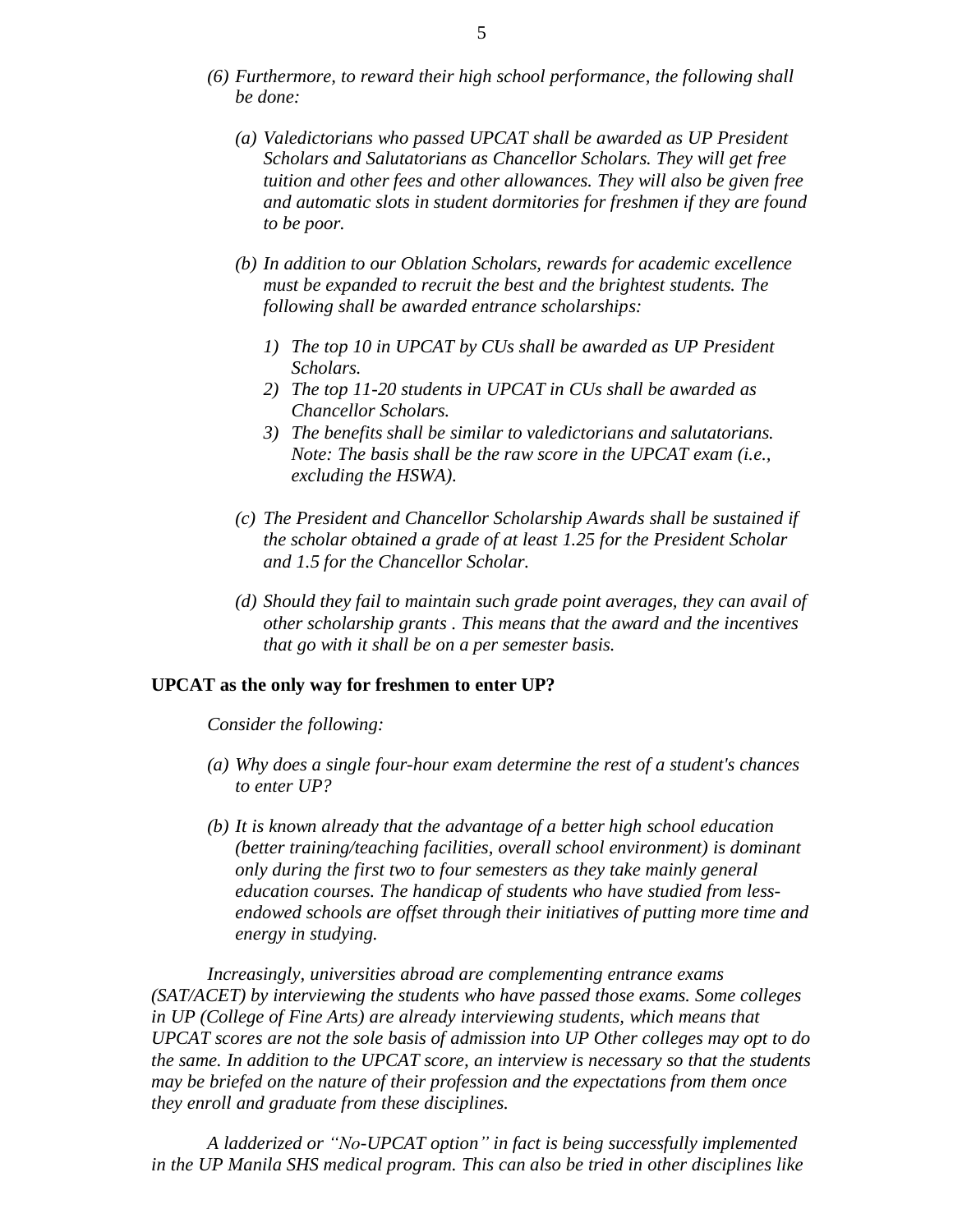*(6) Furthermore, to reward their high school performance, the following shall be done:*

*(a) Valedictorians who passed UPCAT shall be awarded as UP President Scholars and Salutatorians as Chancellor Scholars. They will get free tuition and other fees and other allowances. They will also be given free and automatic slots in student dormitories for freshmen if they are found to be poor.*

*(b) In addition to our Oblation Scholars, rewards for academic excellence must be expanded to recruit the best and the brightest students. The following shall be awarded entrance scholarships:*

*1) The top 10 in UPCAT by CUs shall be awarded as UP President Scholars.*

*2) The top 11-20 students in UPCAT in CUs shall be awarded as Chancellor Scholars.*

*3) The benefits shall be similar to valedictorians and salutatorians. Note: The basis shall be the raw score in the UPCAT exam (i.e., excluding the HSWA).*

*(c) The President and Chancellor Scholarship Awards shall be sustained if the scholar obtained a grade of at least 1.25 for the President Scholar and 1.5 for the Chancellor Scholar.*

*(d) Should they fail to maintain such grade point averages, they can avail of other scholarship grants . This means that the award and the incentives that go with it shall be on a per semester basis.*

**UPCAT as the only way for freshmen to enter UP?**

*Consider the following:*

*(a) Why does a single four-hour exam determine the rest of a student's chances to enter UP?*

*(b) It is known already that the advantage of a better high school education (better training/teaching facilities, overall school environment) is dominant only during the first two to four semesters as they take mainly general education courses. The handicap of students who have studied from less-endowed schools are offset through their initiatives of putting more time and energy in studying.*

*Increasingly, universities abroad are complementing entrance exams (SAT/ACET) by interviewing the students who have passed those exams. Some colleges in UP (College of Fine Arts) are already interviewing students, which means that UPCAT scores are not the sole basis of admission into UP Other colleges may opt to do the same. In addition to the UPCAT score, an interview is necessary so that the students may be briefed on the nature of their profession and the expectations from them once they enroll and graduate from these disciplines.*

*A ladderized or "No-UPCAT option" in fact is being successfully implemented in the UP Manila SHS medical program. This can also be tried in other disciplines like*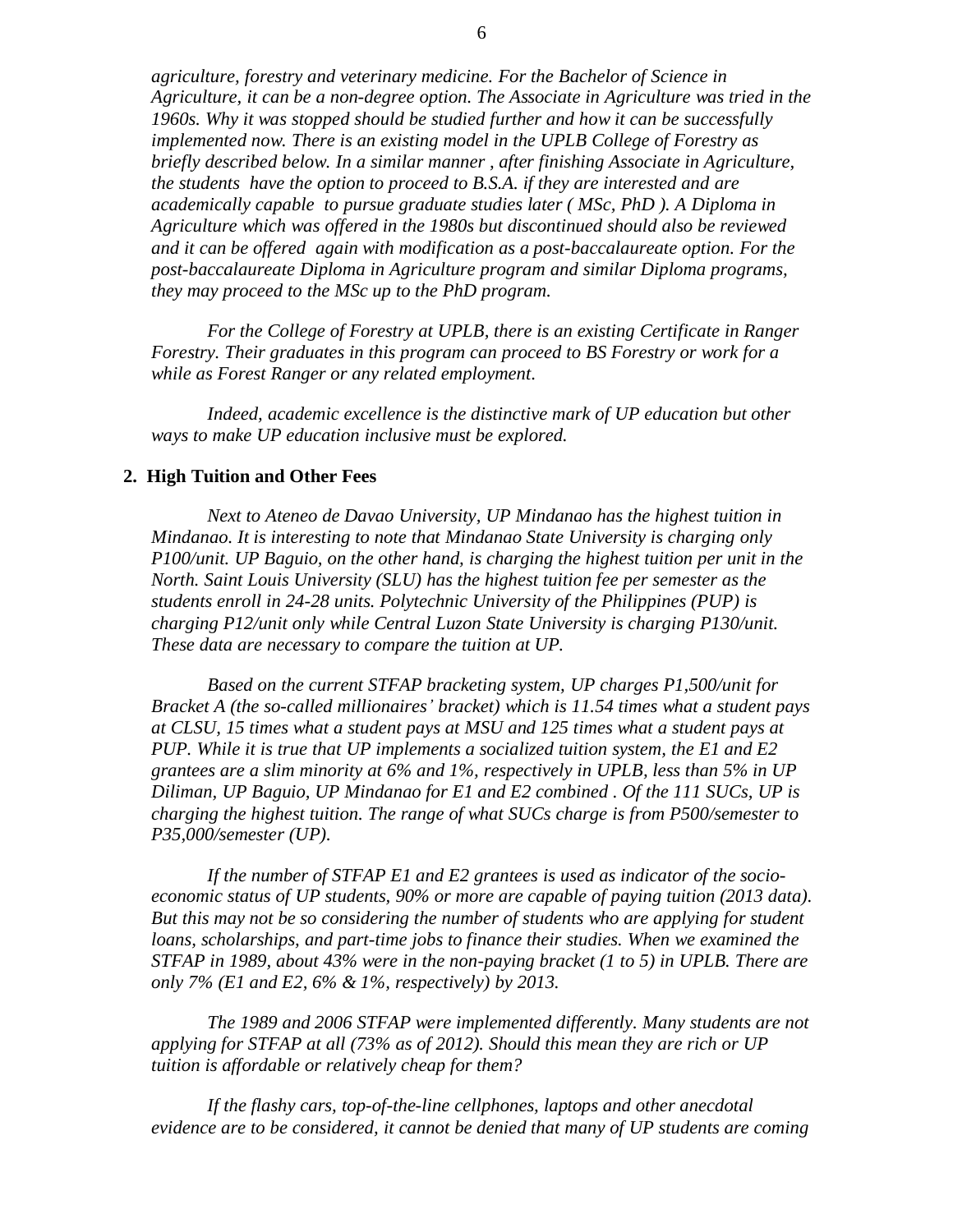*agriculture, forestry and veterinary medicine. For the Bachelor of Science in Agriculture, it can be a non-degree option. The Associate in Agriculture was tried in the 1960s. Why it was stopped should be studied further and how it can be successfully implemented now. There is an existing model in the UPLB College of Forestry as briefly described below. In a similar manner , after finishing Associate in Agriculture, the students have the option to proceed to B.S.A. if they are interested and are academically capable to pursue graduate studies later ( MSc, PhD ). A Diploma in Agriculture which was offered in the 1980s but discontinued should also be reviewed and it can be offered again with modification as a post-baccalaureate option. For the post-baccalaureate Diploma in Agriculture program and similar Diploma programs, they may proceed to the MSc up to the PhD program.*

*For the College of Forestry at UPLB, there is an existing Certificate in Ranger Forestry. Their graduates in this program can proceed to BS Forestry or work for a while as Forest Ranger or any related employment.*

*Indeed, academic excellence is the distinctive mark of UP education but other ways to make UP education inclusive must be explored.*

**2. High Tuition and Other Fees**

*Next to Ateneo de Davao University, UP Mindanao has the highest tuition in Mindanao. It is interesting to note that Mindanao State University is charging only P100/unit. UP Baguio, on the other hand, is charging the highest tuition per unit in the North. Saint Louis University (SLU) has the highest tuition fee per semester as the students enroll in 24-28 units. Polytechnic University of the Philippines (PUP) is charging P12/unit only while Central Luzon State University is charging P130/unit. These data are necessary to compare the tuition at UP.*

*Based on the current STFAP bracketing system, UP charges P1,500/unit for Bracket A (the so-called millionaires' bracket) which is 11.54 times what a student pays at CLSU, 15 times what a student pays at MSU and 125 times what a student pays at PUP. While it is true that UP implements a socialized tuition system, the E1 and E2 grantees are a slim minority at 6% and 1%, respectively in UPLB, less than 5% in UP Diliman, UP Baguio, UP Mindanao for E1 and E2 combined . Of the 111 SUCs, UP is charging the highest tuition. The range of what SUCs charge is from P500/semester to P35,000/semester (UP).*

*If the number of STFAP E1 and E2 grantees is used as indicator of the socio-economic status of UP students, 90% or more are capable of paying tuition (2013 data). But this may not be so considering the number of students who are applying for student loans, scholarships, and part-time jobs to finance their studies. When we examined the STFAP in 1989, about 43% were in the non-paying bracket (1 to 5) in UPLB. There are only 7% (E1 and E2, 6% & 1%, respectively) by 2013.*

*The 1989 and 2006 STFAP were implemented differently. Many students are not applying for STFAP at all (73% as of 2012). Should this mean they are rich or UP tuition is affordable or relatively cheap for them?*

*If the flashy cars, top-of-the-line cellphones, laptops and other anecdotal evidence are to be considered, it cannot be denied that many of UP students are coming*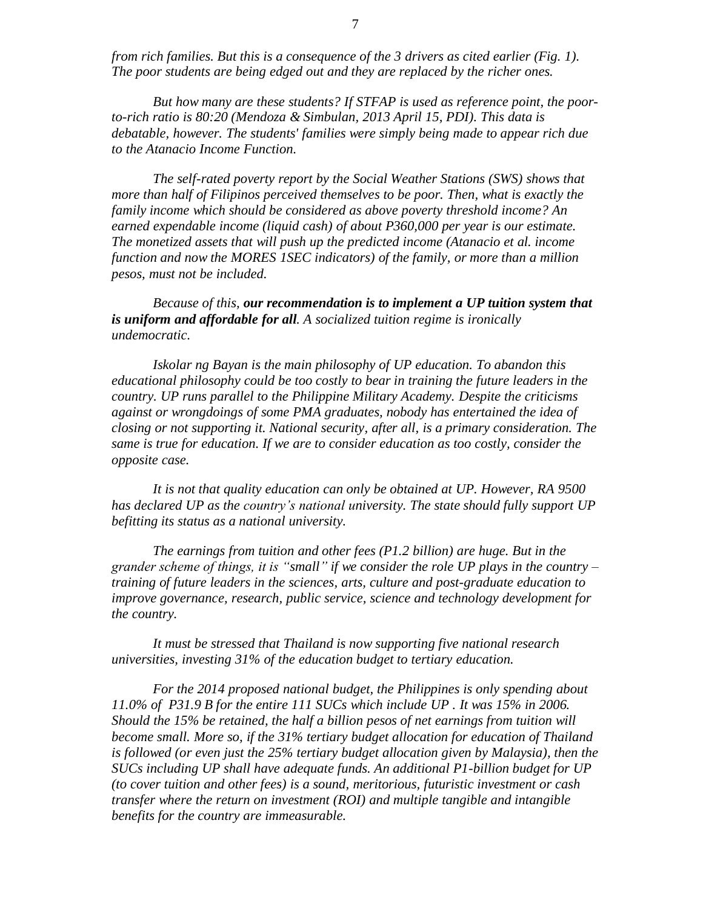*from rich families. But this is a consequence of the 3 drivers as cited earlier (Fig. 1). The poor students are being edged out and they are replaced by the richer ones.*

*But how many are these students? If STFAP is used as reference point, the poor-to-rich ratio is 80:20 (Mendoza & Simbulan, 2013 April 15, PDI). This data is debatable, however. The students' families were simply being made to appear rich due to the Atanacio Income Function.*

*The self-rated poverty report by the Social Weather Stations (SWS) shows that more than half of Filipinos perceived themselves to be poor. Then, what is exactly the family income which should be considered as above poverty threshold income? An earned expendable income (liquid cash) of about P360,000 per year is our estimate. The monetized assets that will push up the predicted income (Atanacio et al. income function and now the MORES 1SEC indicators) of the family, or more than a million pesos, must not be included.*

*Because of this,* ***our recommendation is to implement a UP tuition system that is uniform and affordable for all****. A socialized tuition regime is ironically undemocratic.*

*Iskolar ng Bayan is the main philosophy of UP education. To abandon this educational philosophy could be too costly to bear in training the future leaders in the country. UP runs parallel to the Philippine Military Academy. Despite the criticisms against or wrongdoings of some PMA graduates, nobody has entertained the idea of closing or not supporting it. National security, after all, is a primary consideration. The same is true for education. If we are to consider education as too costly, consider the opposite case.*

*It is not that quality education can only be obtained at UP. However, RA 9500 has declared UP as the country's national university. The state should fully support UP befitting its status as a national university.*

*The earnings from tuition and other fees (P1.2 billion) are huge. But in the grander scheme of things, it is "small" if we consider the role UP plays in the country – training of future leaders in the sciences, arts, culture and post-graduate education to improve governance, research, public service, science and technology development for the country.*

*It must be stressed that Thailand is now supporting five national research universities, investing 31% of the education budget to tertiary education.*

*For the 2014 proposed national budget, the Philippines is only spending about 11.0% of P31.9 B for the entire 111 SUCs which include UP . It was 15% in 2006. Should the 15% be retained, the half a billion pesos of net earnings from tuition will become small. More so, if the 31% tertiary budget allocation for education of Thailand is followed (or even just the 25% tertiary budget allocation given by Malaysia), then the SUCs including UP shall have adequate funds. An additional P1-billion budget for UP (to cover tuition and other fees) is a sound, meritorious, futuristic investment or cash transfer where the return on investment (ROI) and multiple tangible and intangible benefits for the country are immeasurable.*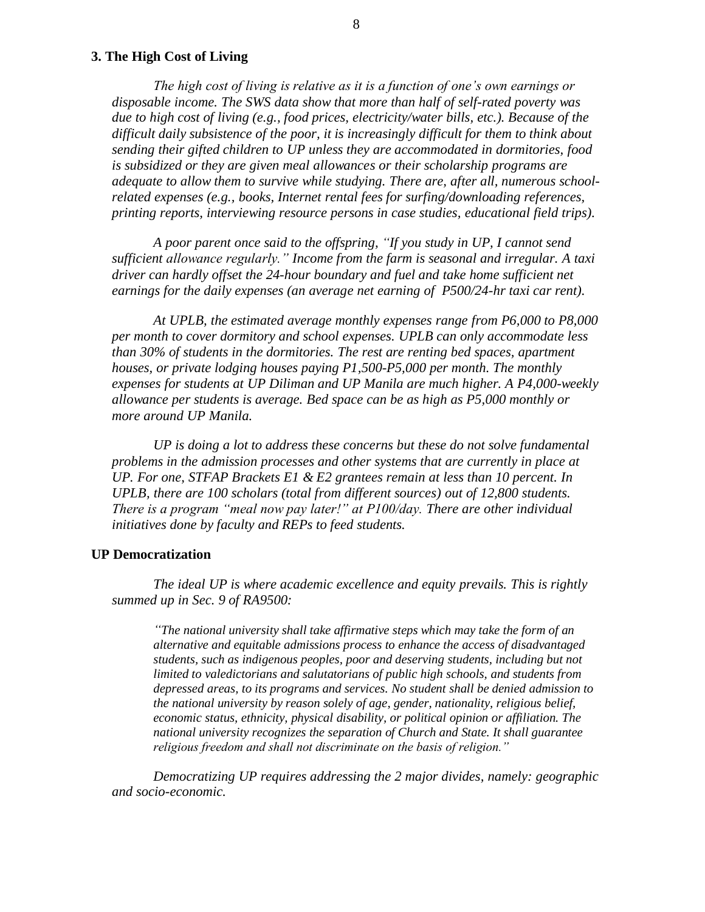### 3. The High Cost of Living

*The high cost of living is relative as it is a function of one's own earnings or disposable income. The SWS data show that more than half of self-rated poverty was due to high cost of living (e.g., food prices, electricity/water bills, etc.). Because of the difficult daily subsistence of the poor, it is increasingly difficult for them to think about sending their gifted children to UP unless they are accommodated in dormitories, food is subsidized or they are given meal allowances or their scholarship programs are adequate to allow them to survive while studying. There are, after all, numerous school-related expenses (e.g., books, Internet rental fees for surfing/downloading references, printing reports, interviewing resource persons in case studies, educational field trips).*

*A poor parent once said to the offspring, "If you study in UP, I cannot send sufficient allowance regularly." Income from the farm is seasonal and irregular. A taxi driver can hardly offset the 24-hour boundary and fuel and take home sufficient net earnings for the daily expenses (an average net earning of P500/24-hr taxi car rent).*

*At UPLB, the estimated average monthly expenses range from P6,000 to P8,000 per month to cover dormitory and school expenses. UPLB can only accommodate less than 30% of students in the dormitories. The rest are renting bed spaces, apartment houses, or private lodging houses paying P1,500-P5,000 per month. The monthly expenses for students at UP Diliman and UP Manila are much higher. A P4,000-weekly allowance per students is average. Bed space can be as high as P5,000 monthly or more around UP Manila.*

*UP is doing a lot to address these concerns but these do not solve fundamental problems in the admission processes and other systems that are currently in place at UP. For one, STFAP Brackets E1 & E2 grantees remain at less than 10 percent. In UPLB, there are 100 scholars (total from different sources) out of 12,800 students. There is a program "meal now pay later!" at P100/day. There are other individual initiatives done by faculty and REPs to feed students.*

## UP Democratization

*The ideal UP is where academic excellence and equity prevails. This is rightly summed up in Sec. 9 of RA9500:*

> *"The national university shall take affirmative steps which may take the form of an alternative and equitable admissions process to enhance the access of disadvantaged students, such as indigenous peoples, poor and deserving students, including but not limited to valedictorians and salutatorians of public high schools, and students from depressed areas, to its programs and services. No student shall be denied admission to the national university by reason solely of age, gender, nationality, religious belief, economic status, ethnicity, physical disability, or political opinion or affiliation. The national university recognizes the separation of Church and State. It shall guarantee religious freedom and shall not discriminate on the basis of religion."*

*Democratizing UP requires addressing the 2 major divides, namely: geographic and socio-economic.*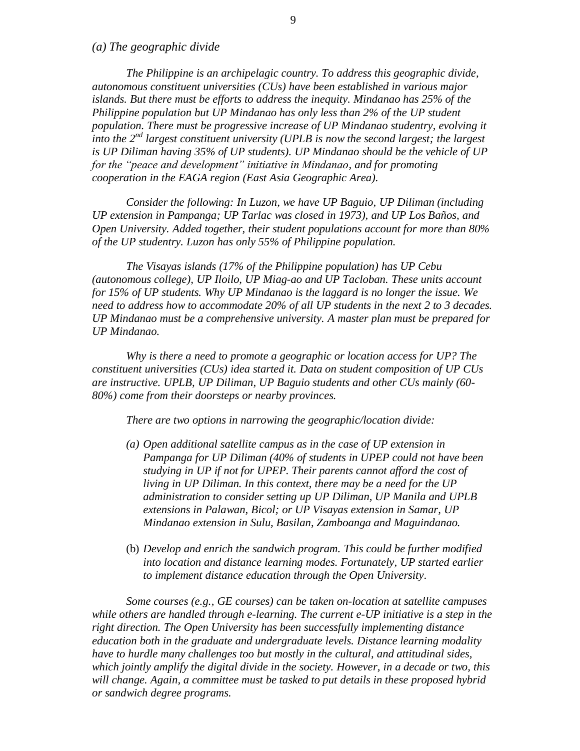*(a) The geographic divide*

*The Philippine is an archipelagic country. To address this geographic divide, autonomous constituent universities (CUs) have been established in various major islands. But there must be efforts to address the inequity. Mindanao has 25% of the Philippine population but UP Mindanao has only less than 2% of the UP student population. There must be progressive increase of UP Mindanao studentry, evolving it into the 2nd largest constituent university (UPLB is now the second largest; the largest is UP Diliman having 35% of UP students). UP Mindanao should be the vehicle of UP for the "peace and development" initiative in Mindanao, and for promoting cooperation in the EAGA region (East Asia Geographic Area).*

*Consider the following: In Luzon, we have UP Baguio, UP Diliman (including UP extension in Pampanga; UP Tarlac was closed in 1973), and UP Los Baños, and Open University. Added together, their student populations account for more than 80% of the UP studentry. Luzon has only 55% of Philippine population.*

*The Visayas islands (17% of the Philippine population) has UP Cebu (autonomous college), UP Iloilo, UP Miag-ao and UP Tacloban. These units account for 15% of UP students. Why UP Mindanao is the laggard is no longer the issue. We need to address how to accommodate 20% of all UP students in the next 2 to 3 decades. UP Mindanao must be a comprehensive university. A master plan must be prepared for UP Mindanao.*

*Why is there a need to promote a geographic or location access for UP? The constituent universities (CUs) idea started it. Data on student composition of UP CUs are instructive. UPLB, UP Diliman, UP Baguio students and other CUs mainly (60-80%) come from their doorsteps or nearby provinces.*

*There are two options in narrowing the geographic/location divide:*

*(a) Open additional satellite campus as in the case of UP extension in Pampanga for UP Diliman (40% of students in UPEP could not have been studying in UP if not for UPEP. Their parents cannot afford the cost of living in UP Diliman. In this context, there may be a need for the UP administration to consider setting up UP Diliman, UP Manila and UPLB extensions in Palawan, Bicol; or UP Visayas extension in Samar, UP Mindanao extension in Sulu, Basilan, Zamboanga and Maguindanao.*

(b) *Develop and enrich the sandwich program. This could be further modified into location and distance learning modes. Fortunately, UP started earlier to implement distance education through the Open University.*

*Some courses (e.g., GE courses) can be taken on-location at satellite campuses while others are handled through e-learning. The current e-UP initiative is a step in the right direction. The Open University has been successfully implementing distance education both in the graduate and undergraduate levels. Distance learning modality have to hurdle many challenges too but mostly in the cultural, and attitudinal sides, which jointly amplify the digital divide in the society. However, in a decade or two, this will change. Again, a committee must be tasked to put details in these proposed hybrid or sandwich degree programs.*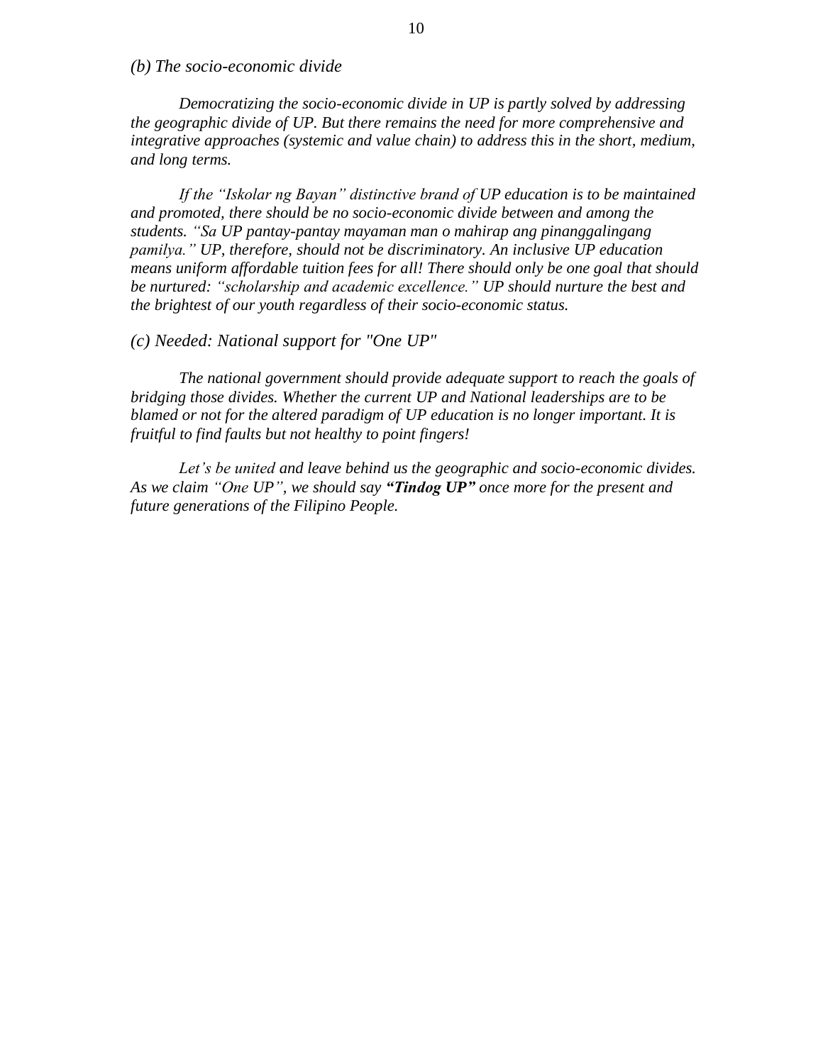*(b) The socio-economic divide*

*Democratizing the socio-economic divide in UP is partly solved by addressing the geographic divide of UP. But there remains the need for more comprehensive and integrative approaches (systemic and value chain) to address this in the short, medium, and long terms.*

*If the "Iskolar ng Bayan" distinctive brand of UP education is to be maintained and promoted, there should be no socio-economic divide between and among the students. "Sa UP pantay-pantay mayaman man o mahirap ang pinanggalingang pamilya." UP, therefore, should not be discriminatory. An inclusive UP education means uniform affordable tuition fees for all! There should only be one goal that should be nurtured: "scholarship and academic excellence." UP should nurture the best and the brightest of our youth regardless of their socio-economic status.*

*(c) Needed: National support for "One UP"*

*The national government should provide adequate support to reach the goals of bridging those divides. Whether the current UP and National leaderships are to be blamed or not for the altered paradigm of UP education is no longer important. It is fruitful to find faults but not healthy to point fingers!*

*Let's be united and leave behind us the geographic and socio-economic divides. As we claim "One UP", we should say* ***"Tindog UP"*** *once more for the present and future generations of the Filipino People.*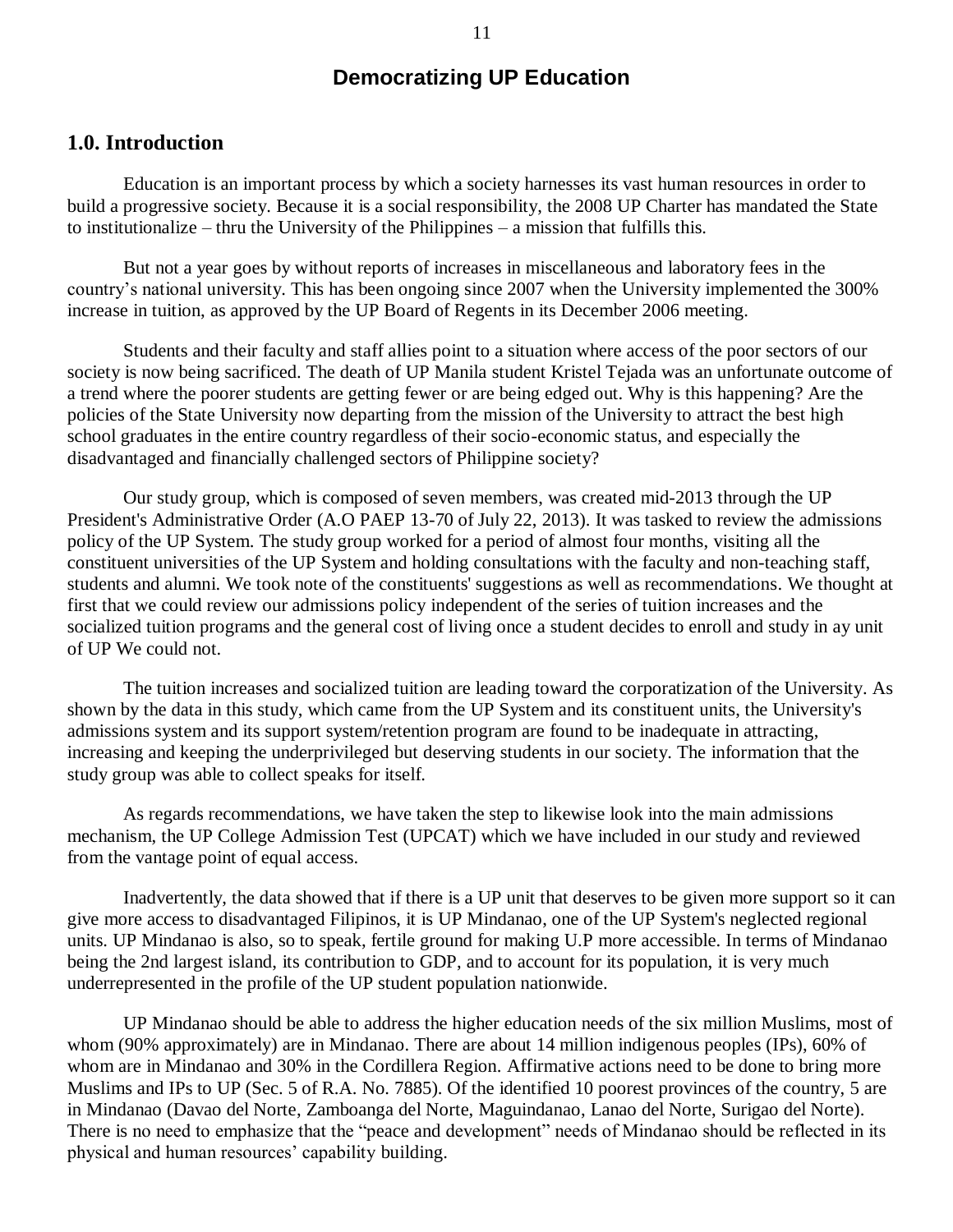# Democratizing UP Education

## 1.0. Introduction

Education is an important process by which a society harnesses its vast human resources in order to build a progressive society. Because it is a social responsibility, the 2008 UP Charter has mandated the State to institutionalize – thru the University of the Philippines – a mission that fulfills this.

But not a year goes by without reports of increases in miscellaneous and laboratory fees in the country's national university. This has been ongoing since 2007 when the University implemented the 300% increase in tuition, as approved by the UP Board of Regents in its December 2006 meeting.

Students and their faculty and staff allies point to a situation where access of the poor sectors of our society is now being sacrificed. The death of UP Manila student Kristel Tejada was an unfortunate outcome of a trend where the poorer students are getting fewer or are being edged out. Why is this happening? Are the policies of the State University now departing from the mission of the University to attract the best high school graduates in the entire country regardless of their socio-economic status, and especially the disadvantaged and financially challenged sectors of Philippine society?

Our study group, which is composed of seven members, was created mid-2013 through the UP President's Administrative Order (A.O PAEP 13-70 of July 22, 2013). It was tasked to review the admissions policy of the UP System. The study group worked for a period of almost four months, visiting all the constituent universities of the UP System and holding consultations with the faculty and non-teaching staff, students and alumni. We took note of the constituents' suggestions as well as recommendations. We thought at first that we could review our admissions policy independent of the series of tuition increases and the socialized tuition programs and the general cost of living once a student decides to enroll and study in ay unit of UP We could not.

The tuition increases and socialized tuition are leading toward the corporatization of the University. As shown by the data in this study, which came from the UP System and its constituent units, the University's admissions system and its support system/retention program are found to be inadequate in attracting, increasing and keeping the underprivileged but deserving students in our society. The information that the study group was able to collect speaks for itself.

As regards recommendations, we have taken the step to likewise look into the main admissions mechanism, the UP College Admission Test (UPCAT) which we have included in our study and reviewed from the vantage point of equal access.

Inadvertently, the data showed that if there is a UP unit that deserves to be given more support so it can give more access to disadvantaged Filipinos, it is UP Mindanao, one of the UP System's neglected regional units. UP Mindanao is also, so to speak, fertile ground for making U.P more accessible. In terms of Mindanao being the 2nd largest island, its contribution to GDP, and to account for its population, it is very much underrepresented in the profile of the UP student population nationwide.

UP Mindanao should be able to address the higher education needs of the six million Muslims, most of whom (90% approximately) are in Mindanao. There are about 14 million indigenous peoples (IPs), 60% of whom are in Mindanao and 30% in the Cordillera Region. Affirmative actions need to be done to bring more Muslims and IPs to UP (Sec. 5 of R.A. No. 7885). Of the identified 10 poorest provinces of the country, 5 are in Mindanao (Davao del Norte, Zamboanga del Norte, Maguindanao, Lanao del Norte, Surigao del Norte). There is no need to emphasize that the "peace and development" needs of Mindanao should be reflected in its physical and human resources' capability building.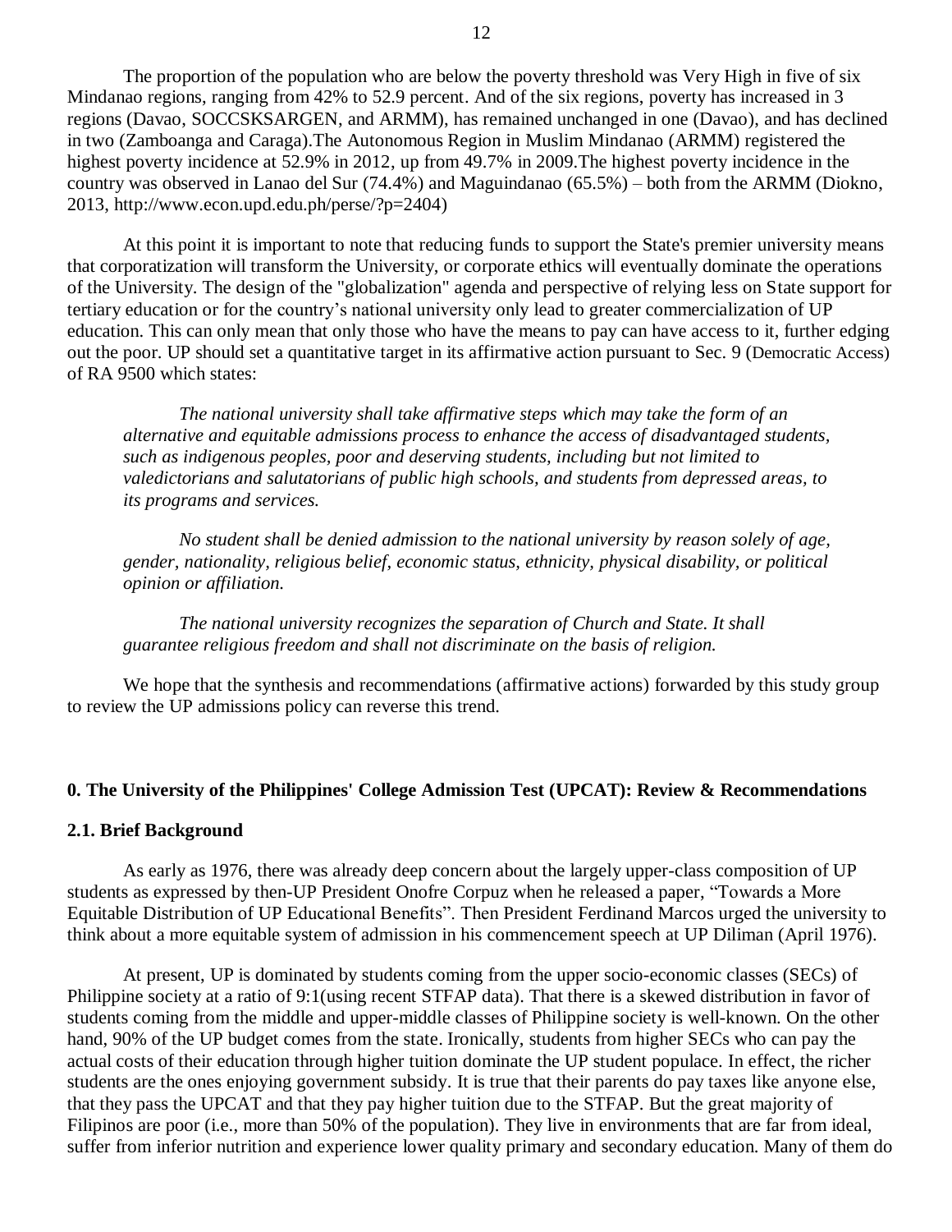The proportion of the population who are below the poverty threshold was Very High in five of six Mindanao regions, ranging from 42% to 52.9 percent. And of the six regions, poverty has increased in 3 regions (Davao, SOCCSKSARGEN, and ARMM), has remained unchanged in one (Davao), and has declined in two (Zamboanga and Caraga).The Autonomous Region in Muslim Mindanao (ARMM) registered the highest poverty incidence at 52.9% in 2012, up from 49.7% in 2009.The highest poverty incidence in the country was observed in Lanao del Sur (74.4%) and Maguindanao (65.5%) – both from the ARMM (Diokno, 2013, http://www.econ.upd.edu.ph/perse/?p=2404)

At this point it is important to note that reducing funds to support the State's premier university means that corporatization will transform the University, or corporate ethics will eventually dominate the operations of the University. The design of the "globalization" agenda and perspective of relying less on State support for tertiary education or for the country's national university only lead to greater commercialization of UP education. This can only mean that only those who have the means to pay can have access to it, further edging out the poor. UP should set a quantitative target in its affirmative action pursuant to Sec. 9 (Democratic Access) of RA 9500 which states:

> *The national university shall take affirmative steps which may take the form of an alternative and equitable admissions process to enhance the access of disadvantaged students, such as indigenous peoples, poor and deserving students, including but not limited to valedictorians and salutatorians of public high schools, and students from depressed areas, to its programs and services.*
>
> *No student shall be denied admission to the national university by reason solely of age, gender, nationality, religious belief, economic status, ethnicity, physical disability, or political opinion or affiliation.*
>
> *The national university recognizes the separation of Church and State. It shall guarantee religious freedom and shall not discriminate on the basis of religion.*

We hope that the synthesis and recommendations (affirmative actions) forwarded by this study group to review the UP admissions policy can reverse this trend.

## 0. The University of the Philippines' College Admission Test (UPCAT): Review & Recommendations

### 2.1. Brief Background

As early as 1976, there was already deep concern about the largely upper-class composition of UP students as expressed by then-UP President Onofre Corpuz when he released a paper, "Towards a More Equitable Distribution of UP Educational Benefits". Then President Ferdinand Marcos urged the university to think about a more equitable system of admission in his commencement speech at UP Diliman (April 1976).

At present, UP is dominated by students coming from the upper socio-economic classes (SECs) of Philippine society at a ratio of 9:1(using recent STFAP data). That there is a skewed distribution in favor of students coming from the middle and upper-middle classes of Philippine society is well-known. On the other hand, 90% of the UP budget comes from the state. Ironically, students from higher SECs who can pay the actual costs of their education through higher tuition dominate the UP student populace. In effect, the richer students are the ones enjoying government subsidy. It is true that their parents do pay taxes like anyone else, that they pass the UPCAT and that they pay higher tuition due to the STFAP. But the great majority of Filipinos are poor (i.e., more than 50% of the population). They live in environments that are far from ideal, suffer from inferior nutrition and experience lower quality primary and secondary education. Many of them do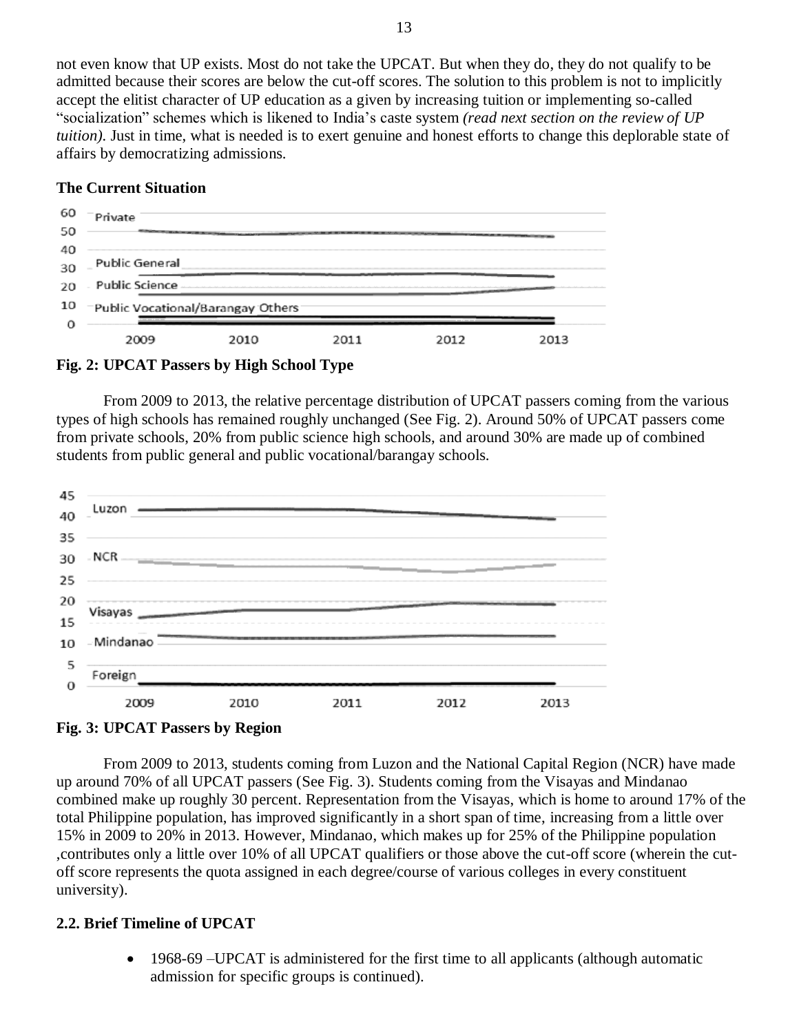not even know that UP exists. Most do not take the UPCAT. But when they do, they do not qualify to be admitted because their scores are below the cut-off scores. The solution to this problem is not to implicitly accept the elitist character of UP education as a given by increasing tuition or implementing so-called "socialization" schemes which is likened to India's caste system *(read next section on the review of UP tuition)*. Just in time, what is needed is to exert genuine and honest efforts to change this deplorable state of affairs by democratizing admissions.

**The Current Situation**

**Fig. 2: UPCAT Passers by High School Type**

From 2009 to 2013, the relative percentage distribution of UPCAT passers coming from the various types of high schools has remained roughly unchanged (See Fig. 2). Around 50% of UPCAT passers come from private schools, 20% from public science high schools, and around 30% are made up of combined students from public general and public vocational/barangay schools.

**Fig. 3: UPCAT Passers by Region**

From 2009 to 2013, students coming from Luzon and the National Capital Region (NCR) have made up around 70% of all UPCAT passers (See Fig. 3). Students coming from the Visayas and Mindanao combined make up roughly 30 percent. Representation from the Visayas, which is home to around 17% of the total Philippine population, has improved significantly in a short span of time, increasing from a little over 15% in 2009 to 20% in 2013. However, Mindanao, which makes up for 25% of the Philippine population ,contributes only a little over 10% of all UPCAT qualifiers or those above the cut-off score (wherein the cut-off score represents the quota assigned in each degree/course of various colleges in every constituent university).

**2.2. Brief Timeline of UPCAT**

- 1968-69 –UPCAT is administered for the first time to all applicants (although automatic admission for specific groups is continued).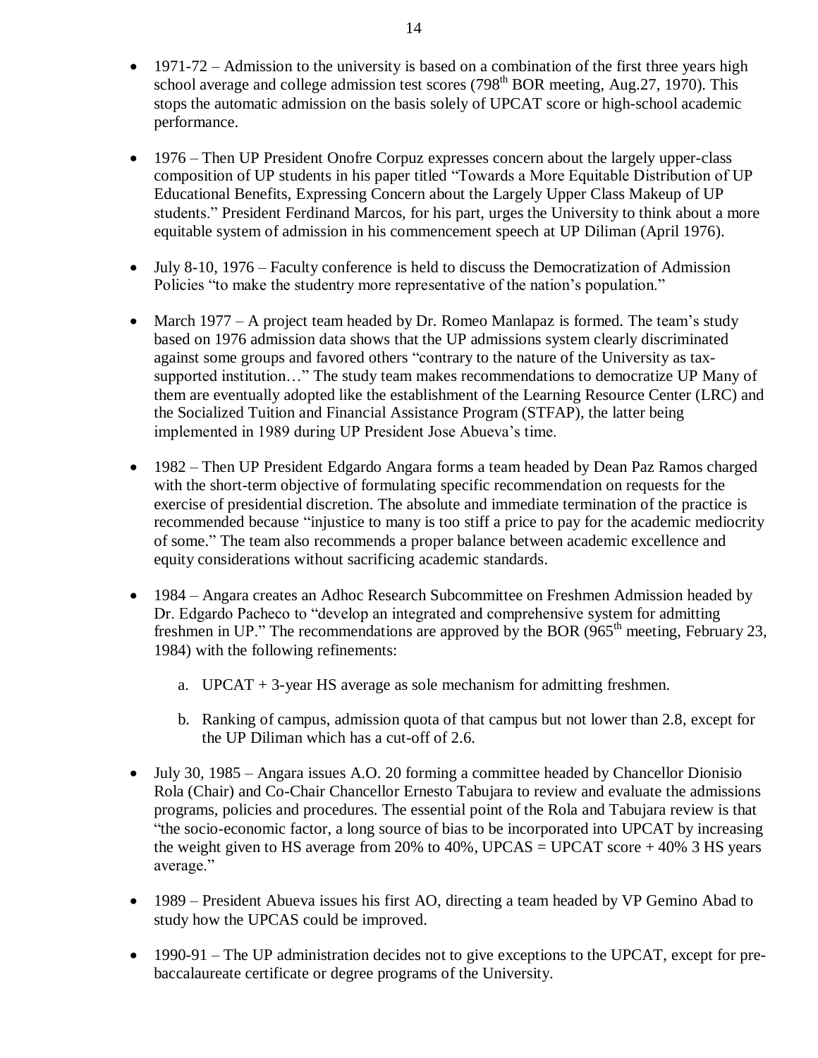- 1971-72 – Admission to the university is based on a combination of the first three years high school average and college admission test scores (798th BOR meeting, Aug.27, 1970). This stops the automatic admission on the basis solely of UPCAT score or high-school academic performance.

- 1976 – Then UP President Onofre Corpuz expresses concern about the largely upper-class composition of UP students in his paper titled "Towards a More Equitable Distribution of UP Educational Benefits, Expressing Concern about the Largely Upper Class Makeup of UP students." President Ferdinand Marcos, for his part, urges the University to think about a more equitable system of admission in his commencement speech at UP Diliman (April 1976).

- July 8-10, 1976 – Faculty conference is held to discuss the Democratization of Admission Policies "to make the studentry more representative of the nation's population."

- March 1977 – A project team headed by Dr. Romeo Manlapaz is formed. The team's study based on 1976 admission data shows that the UP admissions system clearly discriminated against some groups and favored others "contrary to the nature of the University as tax-supported institution…" The study team makes recommendations to democratize UP Many of them are eventually adopted like the establishment of the Learning Resource Center (LRC) and the Socialized Tuition and Financial Assistance Program (STFAP), the latter being implemented in 1989 during UP President Jose Abueva's time.

- 1982 – Then UP President Edgardo Angara forms a team headed by Dean Paz Ramos charged with the short-term objective of formulating specific recommendation on requests for the exercise of presidential discretion. The absolute and immediate termination of the practice is recommended because "injustice to many is too stiff a price to pay for the academic mediocrity of some." The team also recommends a proper balance between academic excellence and equity considerations without sacrificing academic standards.

- 1984 – Angara creates an Adhoc Research Subcommittee on Freshmen Admission headed by Dr. Edgardo Pacheco to "develop an integrated and comprehensive system for admitting freshmen in UP." The recommendations are approved by the BOR (965th meeting, February 23, 1984) with the following refinements:

    a. UPCAT + 3-year HS average as sole mechanism for admitting freshmen.

    b. Ranking of campus, admission quota of that campus but not lower than 2.8, except for the UP Diliman which has a cut-off of 2.6.

- July 30, 1985 – Angara issues A.O. 20 forming a committee headed by Chancellor Dionisio Rola (Chair) and Co-Chair Chancellor Ernesto Tabujara to review and evaluate the admissions programs, policies and procedures. The essential point of the Rola and Tabujara review is that "the socio-economic factor, a long source of bias to be incorporated into UPCAT by increasing the weight given to HS average from 20% to 40%, UPCAS = UPCAT score + 40% 3 HS years average."

- 1989 – President Abueva issues his first AO, directing a team headed by VP Gemino Abad to study how the UPCAS could be improved.

- 1990-91 – The UP administration decides not to give exceptions to the UPCAT, except for pre-baccalaureate certificate or degree programs of the University.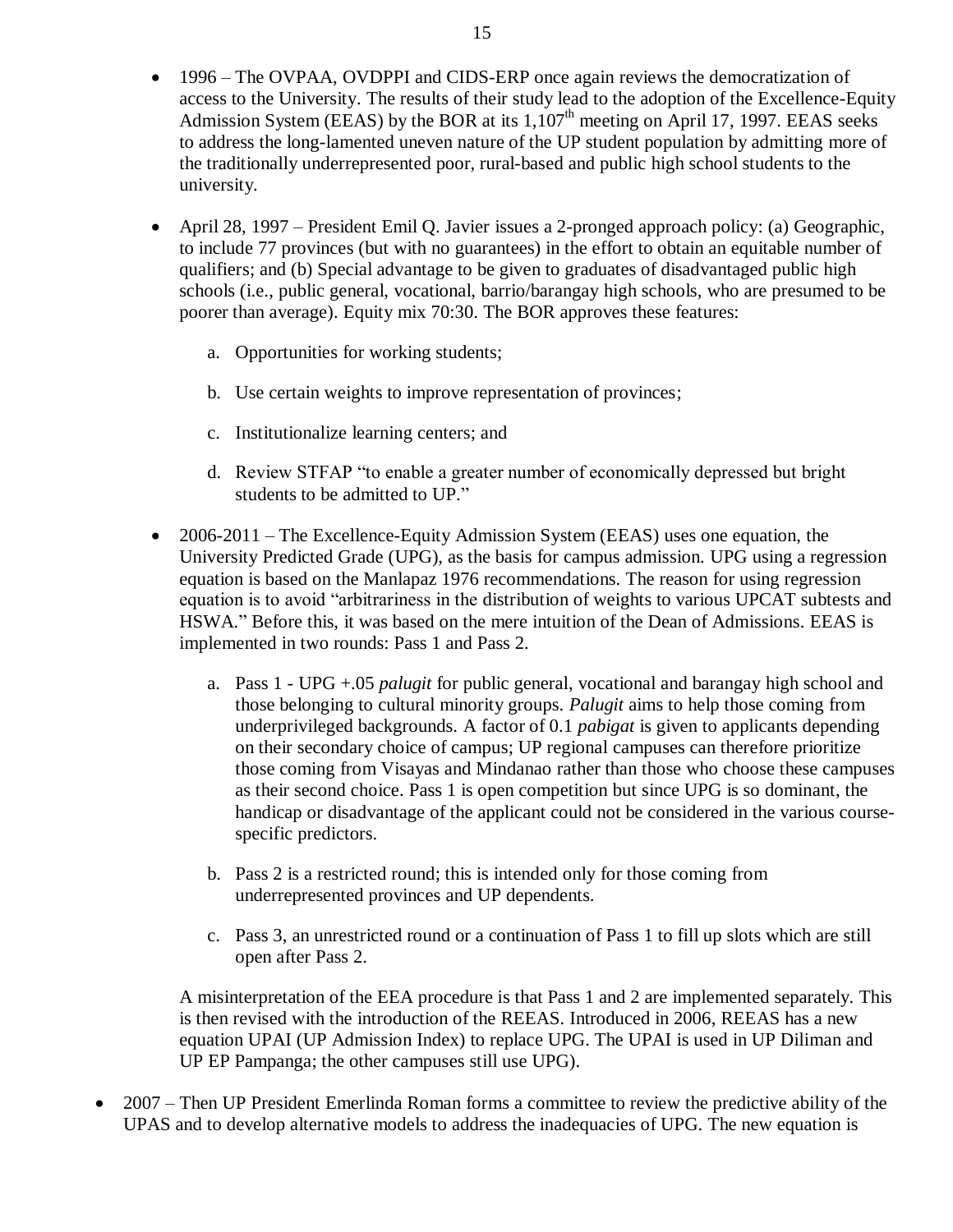- 1996 – The OVPAA, OVDPPI and CIDS-ERP once again reviews the democratization of access to the University. The results of their study lead to the adoption of the Excellence-Equity Admission System (EEAS) by the BOR at its 1,107th meeting on April 17, 1997. EEAS seeks to address the long-lamented uneven nature of the UP student population by admitting more of the traditionally underrepresented poor, rural-based and public high school students to the university.

- April 28, 1997 – President Emil Q. Javier issues a 2-pronged approach policy: (a) Geographic, to include 77 provinces (but with no guarantees) in the effort to obtain an equitable number of qualifiers; and (b) Special advantage to be given to graduates of disadvantaged public high schools (i.e., public general, vocational, barrio/barangay high schools, who are presumed to be poorer than average). Equity mix 70:30. The BOR approves these features:

    a. Opportunities for working students;

    b. Use certain weights to improve representation of provinces;

    c. Institutionalize learning centers; and

    d. Review STFAP "to enable a greater number of economically depressed but bright students to be admitted to UP."

- 2006-2011 – The Excellence-Equity Admission System (EEAS) uses one equation, the University Predicted Grade (UPG), as the basis for campus admission. UPG using a regression equation is based on the Manlapaz 1976 recommendations. The reason for using regression equation is to avoid "arbitrariness in the distribution of weights to various UPCAT subtests and HSWA." Before this, it was based on the mere intuition of the Dean of Admissions. EEAS is implemented in two rounds: Pass 1 and Pass 2.

    a. Pass 1 - UPG +.05 *palugit* for public general, vocational and barangay high school and those belonging to cultural minority groups. *Palugit* aims to help those coming from underprivileged backgrounds. A factor of 0.1 *pabigat* is given to applicants depending on their secondary choice of campus; UP regional campuses can therefore prioritize those coming from Visayas and Mindanao rather than those who choose these campuses as their second choice. Pass 1 is open competition but since UPG is so dominant, the handicap or disadvantage of the applicant could not be considered in the various course-specific predictors.

    b. Pass 2 is a restricted round; this is intended only for those coming from underrepresented provinces and UP dependents.

    c. Pass 3, an unrestricted round or a continuation of Pass 1 to fill up slots which are still open after Pass 2.

    A misinterpretation of the EEA procedure is that Pass 1 and 2 are implemented separately. This is then revised with the introduction of the REEAS. Introduced in 2006, REEAS has a new equation UPAI (UP Admission Index) to replace UPG. The UPAI is used in UP Diliman and UP EP Pampanga; the other campuses still use UPG).

- 2007 – Then UP President Emerlinda Roman forms a committee to review the predictive ability of the UPAS and to develop alternative models to address the inadequacies of UPG. The new equation is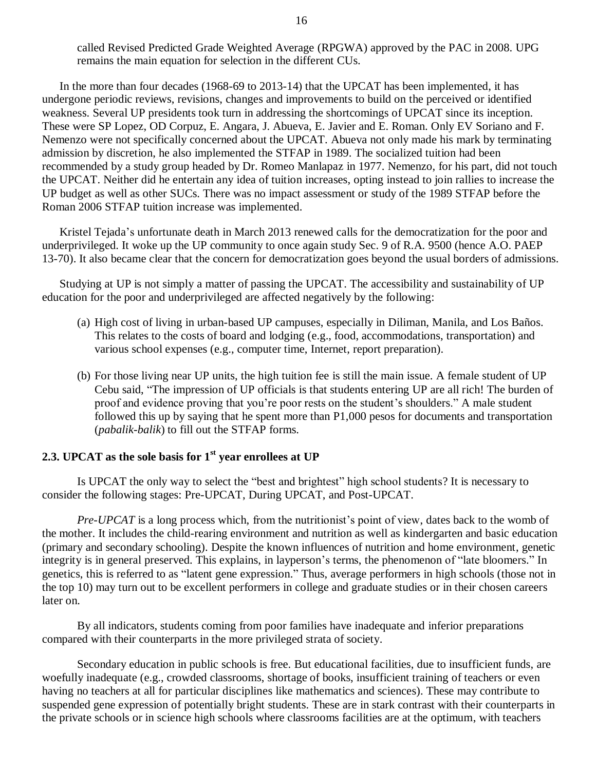called Revised Predicted Grade Weighted Average (RPGWA) approved by the PAC in 2008. UPG remains the main equation for selection in the different CUs.

In the more than four decades (1968-69 to 2013-14) that the UPCAT has been implemented, it has undergone periodic reviews, revisions, changes and improvements to build on the perceived or identified weakness. Several UP presidents took turn in addressing the shortcomings of UPCAT since its inception. These were SP Lopez, OD Corpuz, E. Angara, J. Abueva, E. Javier and E. Roman. Only EV Soriano and F. Nemenzo were not specifically concerned about the UPCAT. Abueva not only made his mark by terminating admission by discretion, he also implemented the STFAP in 1989. The socialized tuition had been recommended by a study group headed by Dr. Romeo Manlapaz in 1977. Nemenzo, for his part, did not touch the UPCAT. Neither did he entertain any idea of tuition increases, opting instead to join rallies to increase the UP budget as well as other SUCs. There was no impact assessment or study of the 1989 STFAP before the Roman 2006 STFAP tuition increase was implemented.

Kristel Tejada's unfortunate death in March 2013 renewed calls for the democratization for the poor and underprivileged. It woke up the UP community to once again study Sec. 9 of R.A. 9500 (hence A.O. PAEP 13-70). It also became clear that the concern for democratization goes beyond the usual borders of admissions.

Studying at UP is not simply a matter of passing the UPCAT. The accessibility and sustainability of UP education for the poor and underprivileged are affected negatively by the following:

(a) High cost of living in urban-based UP campuses, especially in Diliman, Manila, and Los Baños. This relates to the costs of board and lodging (e.g., food, accommodations, transportation) and various school expenses (e.g., computer time, Internet, report preparation).

(b) For those living near UP units, the high tuition fee is still the main issue. A female student of UP Cebu said, "The impression of UP officials is that students entering UP are all rich! The burden of proof and evidence proving that you're poor rests on the student's shoulders." A male student followed this up by saying that he spent more than P1,000 pesos for documents and transportation (*pabalik-balik*) to fill out the STFAP forms.

### 2.3. UPCAT as the sole basis for 1st year enrollees at UP

Is UPCAT the only way to select the "best and brightest" high school students? It is necessary to consider the following stages: Pre-UPCAT, During UPCAT, and Post-UPCAT.

*Pre-UPCAT* is a long process which, from the nutritionist's point of view, dates back to the womb of the mother. It includes the child-rearing environment and nutrition as well as kindergarten and basic education (primary and secondary schooling). Despite the known influences of nutrition and home environment, genetic integrity is in general preserved. This explains, in layperson's terms, the phenomenon of "late bloomers." In genetics, this is referred to as "latent gene expression." Thus, average performers in high schools (those not in the top 10) may turn out to be excellent performers in college and graduate studies or in their chosen careers later on.

By all indicators, students coming from poor families have inadequate and inferior preparations compared with their counterparts in the more privileged strata of society.

Secondary education in public schools is free. But educational facilities, due to insufficient funds, are woefully inadequate (e.g., crowded classrooms, shortage of books, insufficient training of teachers or even having no teachers at all for particular disciplines like mathematics and sciences). These may contribute to suspended gene expression of potentially bright students. These are in stark contrast with their counterparts in the private schools or in science high schools where classrooms facilities are at the optimum, with teachers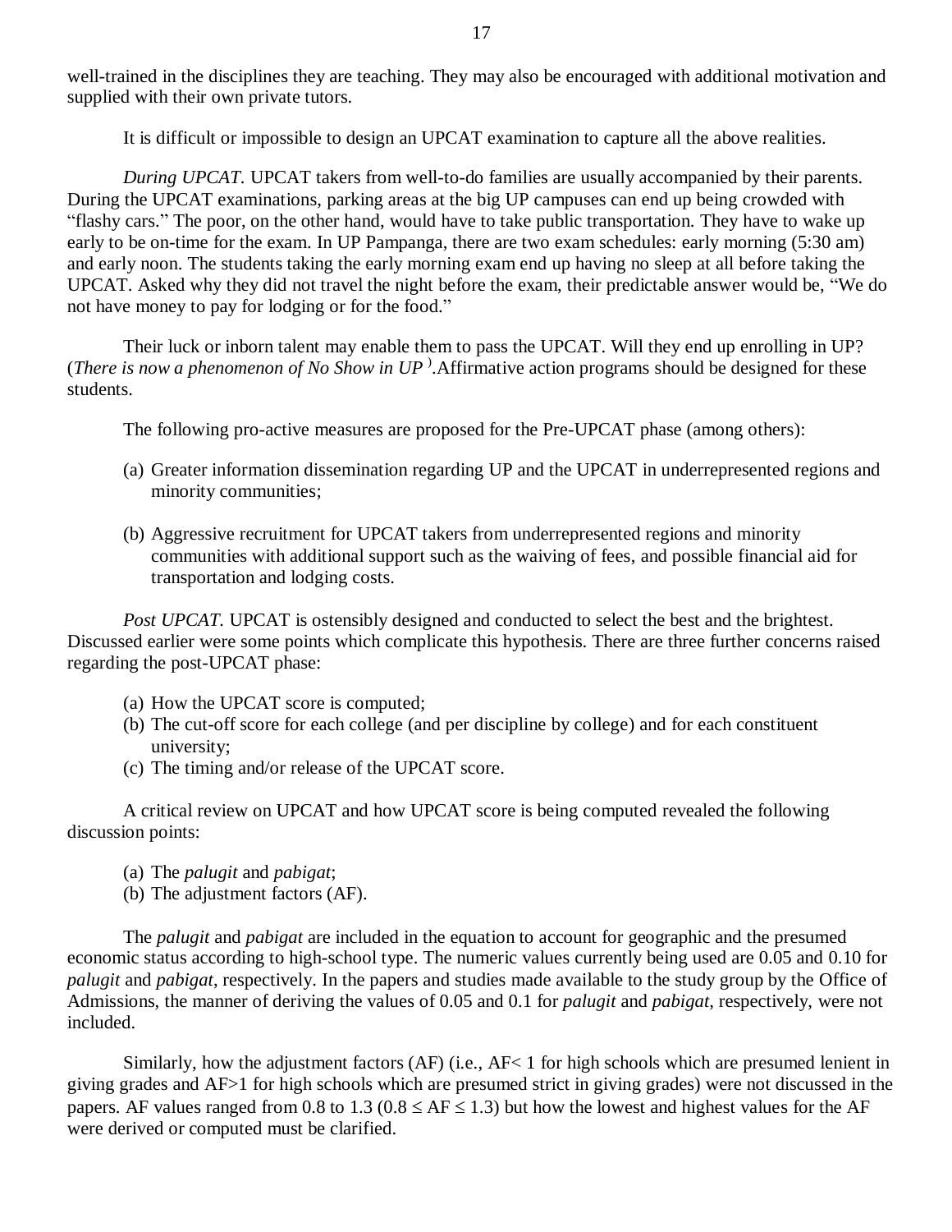well-trained in the disciplines they are teaching. They may also be encouraged with additional motivation and supplied with their own private tutors.

It is difficult or impossible to design an UPCAT examination to capture all the above realities.

*During UPCAT.* UPCAT takers from well-to-do families are usually accompanied by their parents. During the UPCAT examinations, parking areas at the big UP campuses can end up being crowded with "flashy cars." The poor, on the other hand, would have to take public transportation. They have to wake up early to be on-time for the exam. In UP Pampanga, there are two exam schedules: early morning (5:30 am) and early noon. The students taking the early morning exam end up having no sleep at all before taking the UPCAT. Asked why they did not travel the night before the exam, their predictable answer would be, "We do not have money to pay for lodging or for the food."

Their luck or inborn talent may enable them to pass the UPCAT. Will they end up enrolling in UP? (*There is now a phenomenon of No Show in UP* ).Affirmative action programs should be designed for these students.

The following pro-active measures are proposed for the Pre-UPCAT phase (among others):

(a) Greater information dissemination regarding UP and the UPCAT in underrepresented regions and minority communities;

(b) Aggressive recruitment for UPCAT takers from underrepresented regions and minority communities with additional support such as the waiving of fees, and possible financial aid for transportation and lodging costs.

*Post UPCAT.* UPCAT is ostensibly designed and conducted to select the best and the brightest. Discussed earlier were some points which complicate this hypothesis. There are three further concerns raised regarding the post-UPCAT phase:

(a) How the UPCAT score is computed;
(b) The cut-off score for each college (and per discipline by college) and for each constituent university;
(c) The timing and/or release of the UPCAT score.

A critical review on UPCAT and how UPCAT score is being computed revealed the following discussion points:

(a) The *palugit* and *pabigat*;
(b) The adjustment factors (AF).

The *palugit* and *pabigat* are included in the equation to account for geographic and the presumed economic status according to high-school type. The numeric values currently being used are 0.05 and 0.10 for *palugit* and *pabigat*, respectively. In the papers and studies made available to the study group by the Office of Admissions, the manner of deriving the values of 0.05 and 0.1 for *palugit* and *pabigat*, respectively, were not included.

Similarly, how the adjustment factors (AF) (i.e., $AF < 1$ for high schools which are presumed lenient in giving grades and $AF > 1$ for high schools which are presumed strict in giving grades) were not discussed in the papers. AF values ranged from 0.8 to 1.3 ($0.8 \leq AF \leq 1.3$) but how the lowest and highest values for the AF were derived or computed must be clarified.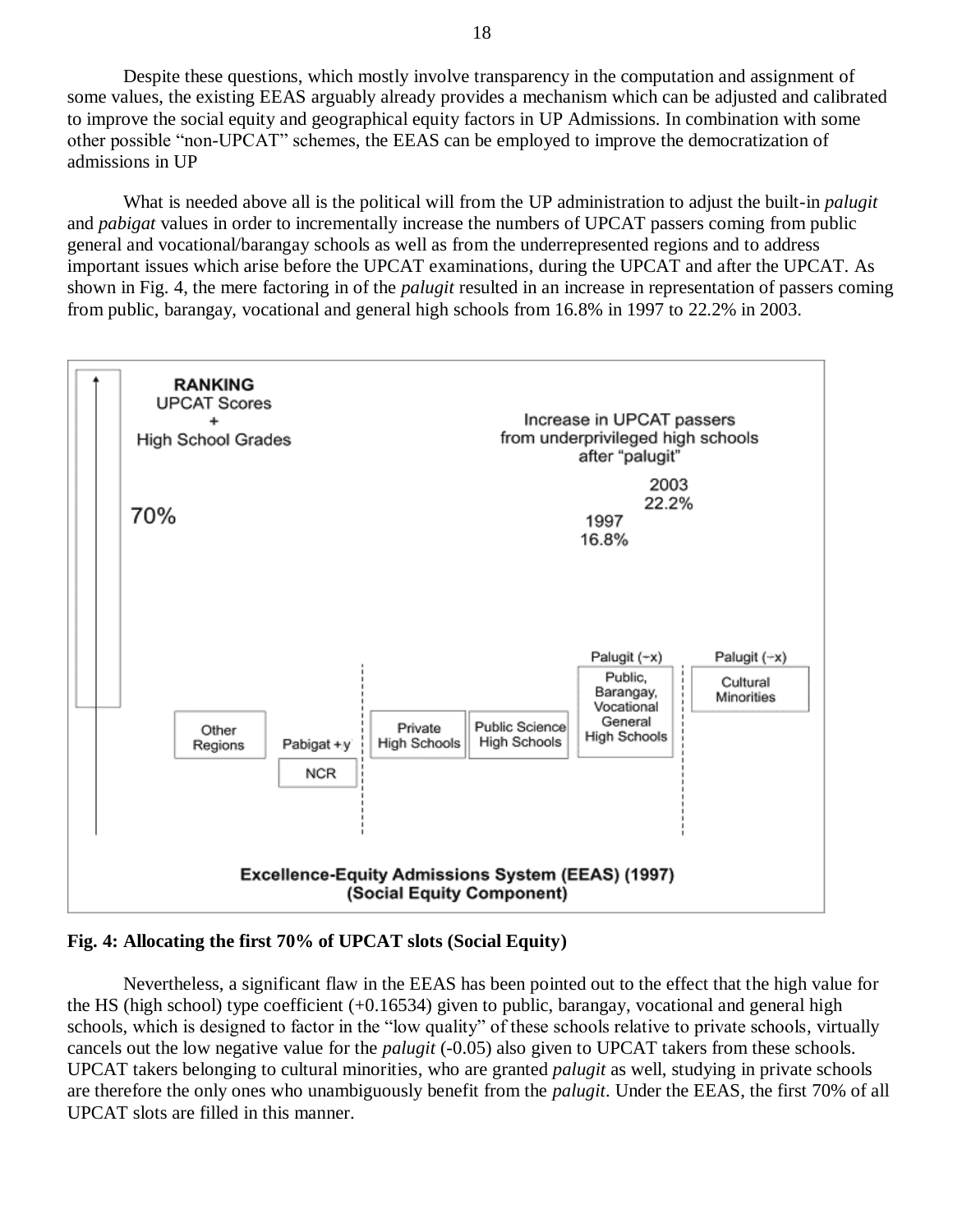Despite these questions, which mostly involve transparency in the computation and assignment of some values, the existing EEAS arguably already provides a mechanism which can be adjusted and calibrated to improve the social equity and geographical equity factors in UP Admissions. In combination with some other possible "non-UPCAT" schemes, the EEAS can be employed to improve the democratization of admissions in UP

What is needed above all is the political will from the UP administration to adjust the built-in *palugit* and *pabigat* values in order to incrementally increase the numbers of UPCAT passers coming from public general and vocational/barangay schools as well as from the underrepresented regions and to address important issues which arise before the UPCAT examinations, during the UPCAT and after the UPCAT. As shown in Fig. 4, the mere factoring in of the *palugit* resulted in an increase in representation of passers coming from public, barangay, vocational and general high schools from 16.8% in 1997 to 22.2% in 2003.

**RANKING**
UPCAT Scores
+
High School Grades

70%

Increase in UPCAT passers from underprivileged high schools after "palugit"

1997 16.8%
2003 22.2%

Other Regions | Pabigat +y NCR | Private High Schools | Public Science High Schools | Palugit (−x) Public, Barangay, Vocational General High Schools | Palugit (−x) Cultural Minorities

**Excellence-Equity Admissions System (EEAS) (1997) (Social Equity Component)**

**Fig. 4: Allocating the first 70% of UPCAT slots (Social Equity)**

Nevertheless, a significant flaw in the EEAS has been pointed out to the effect that the high value for the HS (high school) type coefficient (+0.16534) given to public, barangay, vocational and general high schools, which is designed to factor in the "low quality" of these schools relative to private schools, virtually cancels out the low negative value for the *palugit* (-0.05) also given to UPCAT takers from these schools. UPCAT takers belonging to cultural minorities, who are granted *palugit* as well, studying in private schools are therefore the only ones who unambiguously benefit from the *palugit*. Under the EEAS, the first 70% of all UPCAT slots are filled in this manner.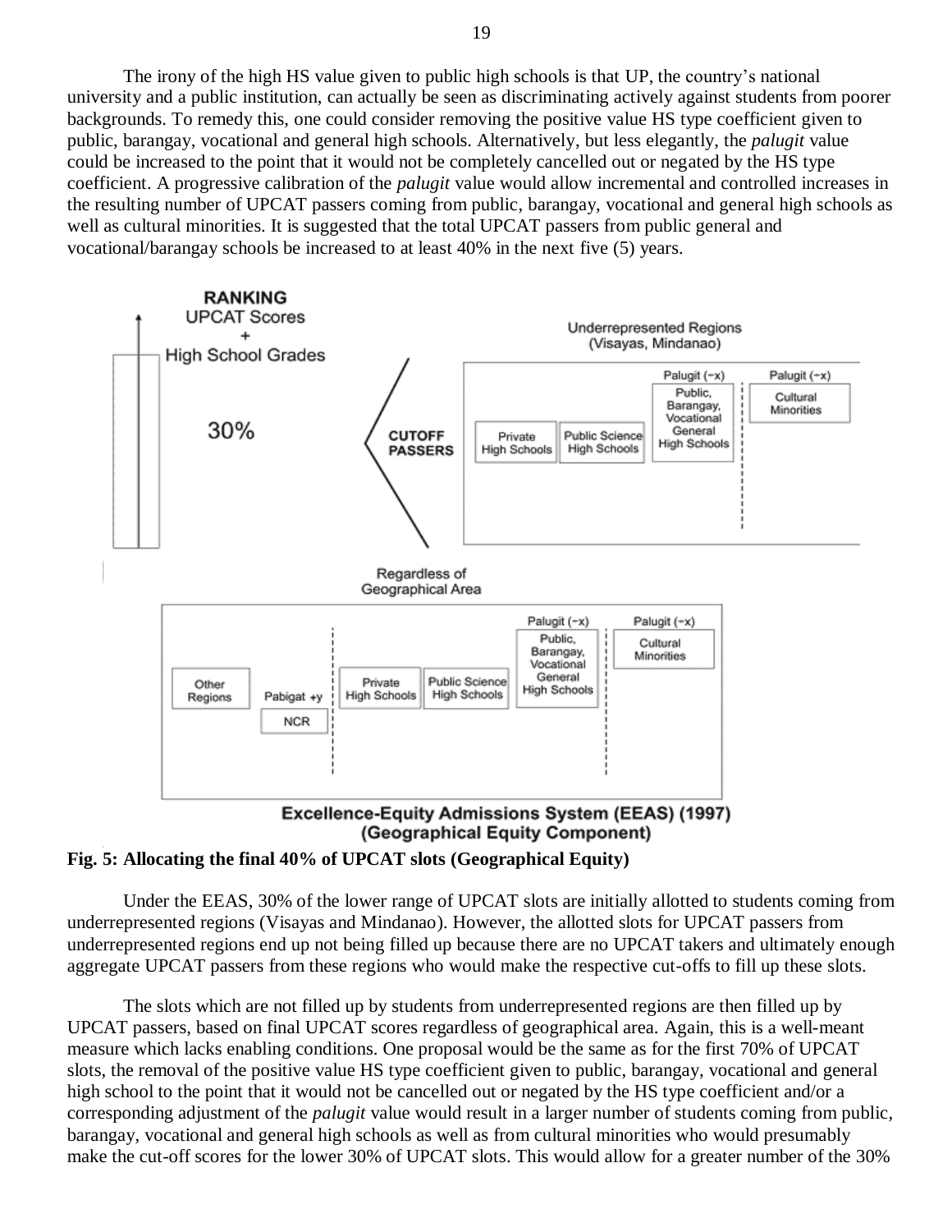The irony of the high HS value given to public high schools is that UP, the country's national university and a public institution, can actually be seen as discriminating actively against students from poorer backgrounds. To remedy this, one could consider removing the positive value HS type coefficient given to public, barangay, vocational and general high schools. Alternatively, but less elegantly, the *palugit* value could be increased to the point that it would not be completely cancelled out or negated by the HS type coefficient. A progressive calibration of the *palugit* value would allow incremental and controlled increases in the resulting number of UPCAT passers coming from public, barangay, vocational and general high schools as well as cultural minorities. It is suggested that the total UPCAT passers from public general and vocational/barangay schools be increased to at least 40% in the next five (5) years.

**Fig. 5: Allocating the final 40% of UPCAT slots (Geographical Equity)**

Under the EEAS, 30% of the lower range of UPCAT slots are initially allotted to students coming from underrepresented regions (Visayas and Mindanao). However, the allotted slots for UPCAT passers from underrepresented regions end up not being filled up because there are no UPCAT takers and ultimately enough aggregate UPCAT passers from these regions who would make the respective cut-offs to fill up these slots.

The slots which are not filled up by students from underrepresented regions are then filled up by UPCAT passers, based on final UPCAT scores regardless of geographical area. Again, this is a well-meant measure which lacks enabling conditions. One proposal would be the same as for the first 70% of UPCAT slots, the removal of the positive value HS type coefficient given to public, barangay, vocational and general high school to the point that it would not be cancelled out or negated by the HS type coefficient and/or a corresponding adjustment of the *palugit* value would result in a larger number of students coming from public, barangay, vocational and general high schools as well as from cultural minorities who would presumably make the cut-off scores for the lower 30% of UPCAT slots. This would allow for a greater number of the 30%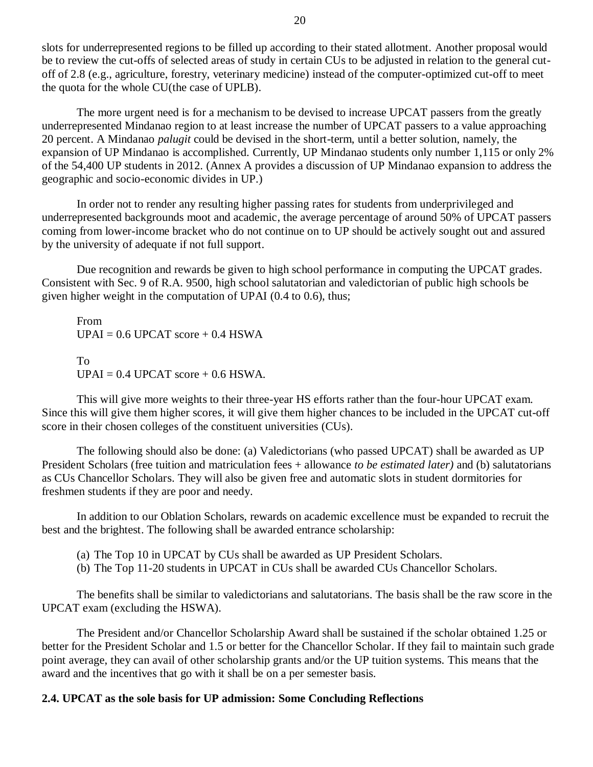slots for underrepresented regions to be filled up according to their stated allotment. Another proposal would be to review the cut-offs of selected areas of study in certain CUs to be adjusted in relation to the general cut-off of 2.8 (e.g., agriculture, forestry, veterinary medicine) instead of the computer-optimized cut-off to meet the quota for the whole CU(the case of UPLB).

The more urgent need is for a mechanism to be devised to increase UPCAT passers from the greatly underrepresented Mindanao region to at least increase the number of UPCAT passers to a value approaching 20 percent. A Mindanao *palugit* could be devised in the short-term, until a better solution, namely, the expansion of UP Mindanao is accomplished. Currently, UP Mindanao students only number 1,115 or only 2% of the 54,400 UP students in 2012. (Annex A provides a discussion of UP Mindanao expansion to address the geographic and socio-economic divides in UP.)

In order not to render any resulting higher passing rates for students from underprivileged and underrepresented backgrounds moot and academic, the average percentage of around 50% of UPCAT passers coming from lower-income bracket who do not continue on to UP should be actively sought out and assured by the university of adequate if not full support.

Due recognition and rewards be given to high school performance in computing the UPCAT grades. Consistent with Sec. 9 of R.A. 9500, high school salutatorian and valedictorian of public high schools be given higher weight in the computation of UPAI (0.4 to 0.6), thus;

From
UPAI = 0.6 UPCAT score + 0.4 HSWA

To
UPAI = 0.4 UPCAT score + 0.6 HSWA.

This will give more weights to their three-year HS efforts rather than the four-hour UPCAT exam. Since this will give them higher scores, it will give them higher chances to be included in the UPCAT cut-off score in their chosen colleges of the constituent universities (CUs).

The following should also be done: (a) Valedictorians (who passed UPCAT) shall be awarded as UP President Scholars (free tuition and matriculation fees + allowance *to be estimated later)* and (b) salutatorians as CUs Chancellor Scholars. They will also be given free and automatic slots in student dormitories for freshmen students if they are poor and needy.

In addition to our Oblation Scholars, rewards on academic excellence must be expanded to recruit the best and the brightest. The following shall be awarded entrance scholarship:

(a) The Top 10 in UPCAT by CUs shall be awarded as UP President Scholars.
(b) The Top 11-20 students in UPCAT in CUs shall be awarded CUs Chancellor Scholars.

The benefits shall be similar to valedictorians and salutatorians. The basis shall be the raw score in the UPCAT exam (excluding the HSWA).

The President and/or Chancellor Scholarship Award shall be sustained if the scholar obtained 1.25 or better for the President Scholar and 1.5 or better for the Chancellor Scholar. If they fail to maintain such grade point average, they can avail of other scholarship grants and/or the UP tuition systems. This means that the award and the incentives that go with it shall be on a per semester basis.

### 2.4. UPCAT as the sole basis for UP admission: Some Concluding Reflections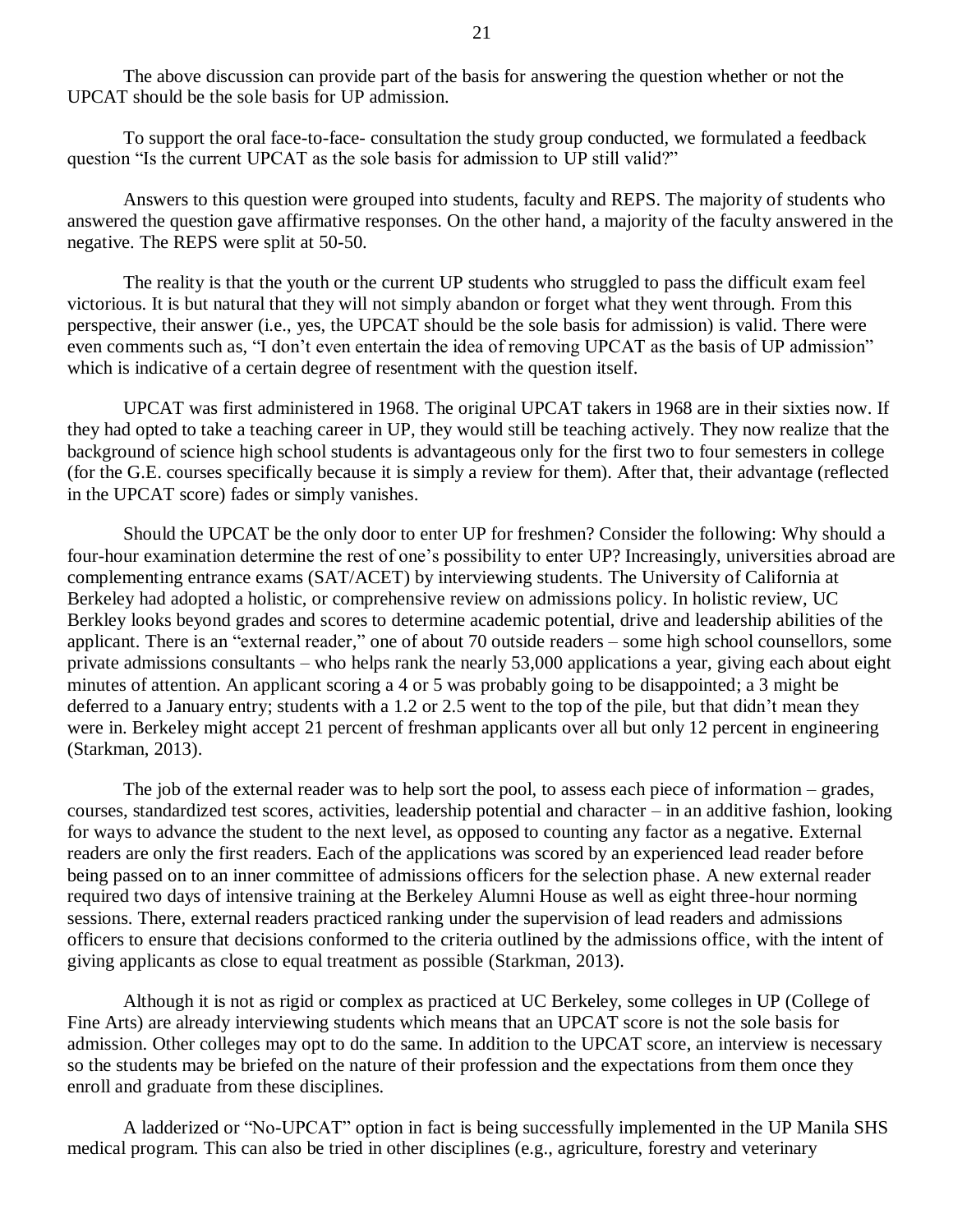The above discussion can provide part of the basis for answering the question whether or not the UPCAT should be the sole basis for UP admission.

To support the oral face-to-face- consultation the study group conducted, we formulated a feedback question "Is the current UPCAT as the sole basis for admission to UP still valid?"

Answers to this question were grouped into students, faculty and REPS. The majority of students who answered the question gave affirmative responses. On the other hand, a majority of the faculty answered in the negative. The REPS were split at 50-50.

The reality is that the youth or the current UP students who struggled to pass the difficult exam feel victorious. It is but natural that they will not simply abandon or forget what they went through. From this perspective, their answer (i.e., yes, the UPCAT should be the sole basis for admission) is valid. There were even comments such as, "I don't even entertain the idea of removing UPCAT as the basis of UP admission" which is indicative of a certain degree of resentment with the question itself.

UPCAT was first administered in 1968. The original UPCAT takers in 1968 are in their sixties now. If they had opted to take a teaching career in UP, they would still be teaching actively. They now realize that the background of science high school students is advantageous only for the first two to four semesters in college (for the G.E. courses specifically because it is simply a review for them). After that, their advantage (reflected in the UPCAT score) fades or simply vanishes.

Should the UPCAT be the only door to enter UP for freshmen? Consider the following: Why should a four-hour examination determine the rest of one's possibility to enter UP? Increasingly, universities abroad are complementing entrance exams (SAT/ACET) by interviewing students. The University of California at Berkeley had adopted a holistic, or comprehensive review on admissions policy. In holistic review, UC Berkley looks beyond grades and scores to determine academic potential, drive and leadership abilities of the applicant. There is an "external reader," one of about 70 outside readers – some high school counsellors, some private admissions consultants – who helps rank the nearly 53,000 applications a year, giving each about eight minutes of attention. An applicant scoring a 4 or 5 was probably going to be disappointed; a 3 might be deferred to a January entry; students with a 1.2 or 2.5 went to the top of the pile, but that didn't mean they were in. Berkeley might accept 21 percent of freshman applicants over all but only 12 percent in engineering (Starkman, 2013).

The job of the external reader was to help sort the pool, to assess each piece of information – grades, courses, standardized test scores, activities, leadership potential and character – in an additive fashion, looking for ways to advance the student to the next level, as opposed to counting any factor as a negative. External readers are only the first readers. Each of the applications was scored by an experienced lead reader before being passed on to an inner committee of admissions officers for the selection phase. A new external reader required two days of intensive training at the Berkeley Alumni House as well as eight three-hour norming sessions. There, external readers practiced ranking under the supervision of lead readers and admissions officers to ensure that decisions conformed to the criteria outlined by the admissions office, with the intent of giving applicants as close to equal treatment as possible (Starkman, 2013).

Although it is not as rigid or complex as practiced at UC Berkeley, some colleges in UP (College of Fine Arts) are already interviewing students which means that an UPCAT score is not the sole basis for admission. Other colleges may opt to do the same. In addition to the UPCAT score, an interview is necessary so the students may be briefed on the nature of their profession and the expectations from them once they enroll and graduate from these disciplines.

A ladderized or "No-UPCAT" option in fact is being successfully implemented in the UP Manila SHS medical program. This can also be tried in other disciplines (e.g., agriculture, forestry and veterinary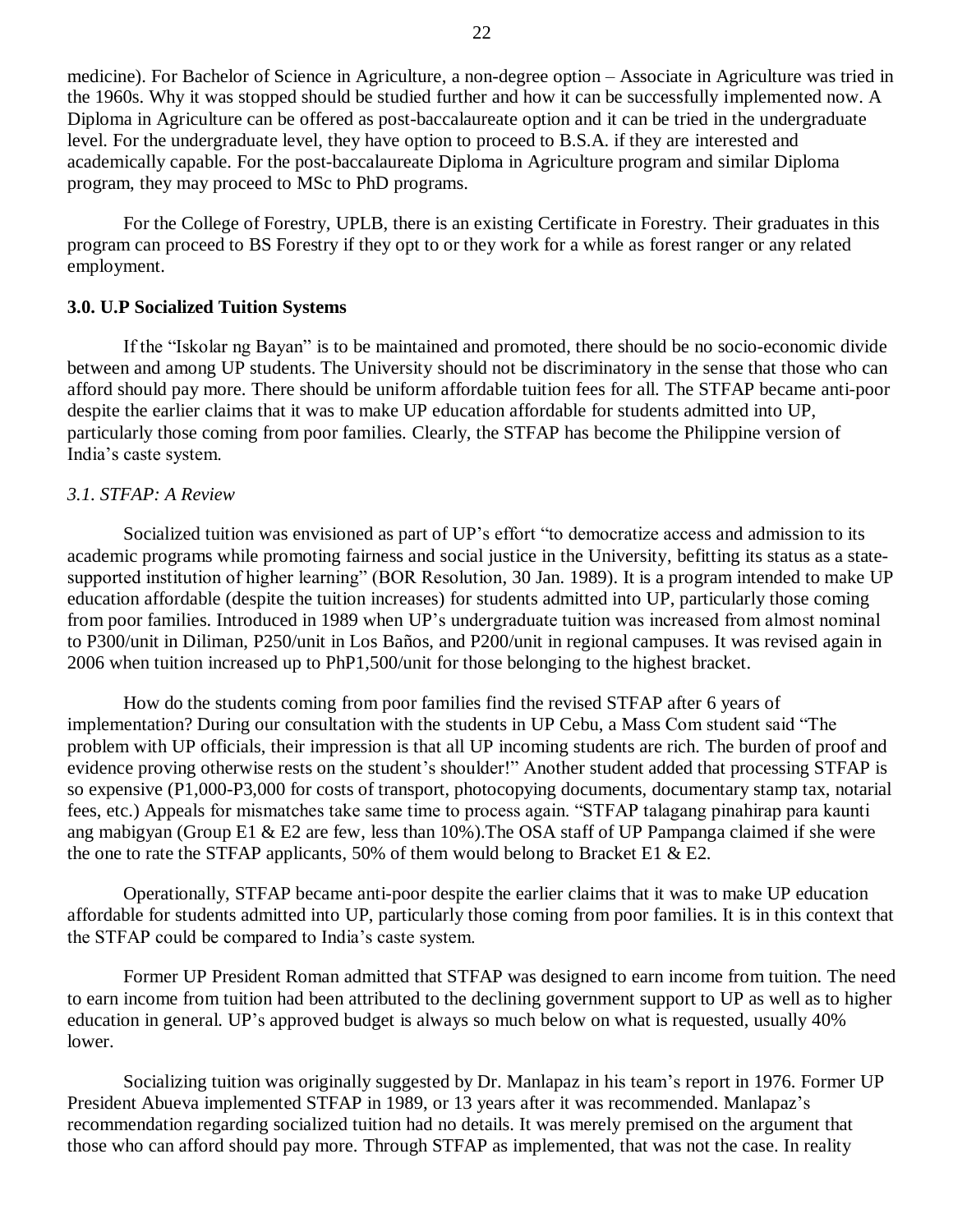medicine). For Bachelor of Science in Agriculture, a non-degree option – Associate in Agriculture was tried in the 1960s. Why it was stopped should be studied further and how it can be successfully implemented now. A Diploma in Agriculture can be offered as post-baccalaureate option and it can be tried in the undergraduate level. For the undergraduate level, they have option to proceed to B.S.A. if they are interested and academically capable. For the post-baccalaureate Diploma in Agriculture program and similar Diploma program, they may proceed to MSc to PhD programs.

For the College of Forestry, UPLB, there is an existing Certificate in Forestry. Their graduates in this program can proceed to BS Forestry if they opt to or they work for a while as forest ranger or any related employment.

### 3.0. U.P Socialized Tuition Systems

If the "Iskolar ng Bayan" is to be maintained and promoted, there should be no socio-economic divide between and among UP students. The University should not be discriminatory in the sense that those who can afford should pay more. There should be uniform affordable tuition fees for all. The STFAP became anti-poor despite the earlier claims that it was to make UP education affordable for students admitted into UP, particularly those coming from poor families. Clearly, the STFAP has become the Philippine version of India's caste system.

#### *3.1. STFAP: A Review*

Socialized tuition was envisioned as part of UP's effort "to democratize access and admission to its academic programs while promoting fairness and social justice in the University, befitting its status as a state-supported institution of higher learning" (BOR Resolution, 30 Jan. 1989). It is a program intended to make UP education affordable (despite the tuition increases) for students admitted into UP, particularly those coming from poor families. Introduced in 1989 when UP's undergraduate tuition was increased from almost nominal to P300/unit in Diliman, P250/unit in Los Baños, and P200/unit in regional campuses. It was revised again in 2006 when tuition increased up to PhP1,500/unit for those belonging to the highest bracket.

How do the students coming from poor families find the revised STFAP after 6 years of implementation? During our consultation with the students in UP Cebu, a Mass Com student said "The problem with UP officials, their impression is that all UP incoming students are rich. The burden of proof and evidence proving otherwise rests on the student's shoulder!" Another student added that processing STFAP is so expensive (P1,000-P3,000 for costs of transport, photocopying documents, documentary stamp tax, notarial fees, etc.) Appeals for mismatches take same time to process again. "STFAP talagang pinahirap para kaunti ang mabigyan (Group E1 & E2 are few, less than 10%).The OSA staff of UP Pampanga claimed if she were the one to rate the STFAP applicants, 50% of them would belong to Bracket E1 & E2.

Operationally, STFAP became anti-poor despite the earlier claims that it was to make UP education affordable for students admitted into UP, particularly those coming from poor families. It is in this context that the STFAP could be compared to India's caste system.

Former UP President Roman admitted that STFAP was designed to earn income from tuition. The need to earn income from tuition had been attributed to the declining government support to UP as well as to higher education in general. UP's approved budget is always so much below on what is requested, usually 40% lower.

Socializing tuition was originally suggested by Dr. Manlapaz in his team's report in 1976. Former UP President Abueva implemented STFAP in 1989, or 13 years after it was recommended. Manlapaz's recommendation regarding socialized tuition had no details. It was merely premised on the argument that those who can afford should pay more. Through STFAP as implemented, that was not the case. In reality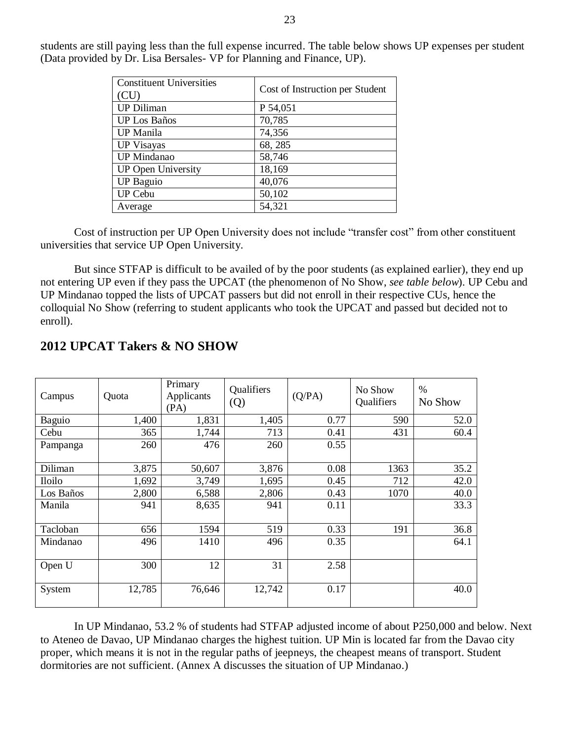students are still paying less than the full expense incurred. The table below shows UP expenses per student (Data provided by Dr. Lisa Bersales- VP for Planning and Finance, UP).

| Constituent Universities (CU) | Cost of Instruction per Student |
|---|---|
| UP Diliman | P 54,051 |
| UP Los Baños | 70,785 |
| UP Manila | 74,356 |
| UP Visayas | 68, 285 |
| UP Mindanao | 58,746 |
| UP Open University | 18,169 |
| UP Baguio | 40,076 |
| UP Cebu | 50,102 |
| Average | 54,321 |

Cost of instruction per UP Open University does not include "transfer cost" from other constituent universities that service UP Open University.

But since STFAP is difficult to be availed of by the poor students (as explained earlier), they end up not entering UP even if they pass the UPCAT (the phenomenon of No Show, *see table below*). UP Cebu and UP Mindanao topped the lists of UPCAT passers but did not enroll in their respective CUs, hence the colloquial No Show (referring to student applicants who took the UPCAT and passed but decided not to enroll).

## 2012 UPCAT Takers & NO SHOW

| Campus | Quota | Primary Applicants (PA) | Qualifiers (Q) | (Q/PA) | No Show Qualifiers | % No Show |
|---|---|---|---|---|---|---|
| Baguio | 1,400 | 1,831 | 1,405 | 0.77 | 590 | 52.0 |
| Cebu | 365 | 1,744 | 713 | 0.41 | 431 | 60.4 |
| Pampanga | 260 | 476 | 260 | 0.55 | | |
| Diliman | 3,875 | 50,607 | 3,876 | 0.08 | 1363 | 35.2 |
| Iloilo | 1,692 | 3,749 | 1,695 | 0.45 | 712 | 42.0 |
| Los Baños | 2,800 | 6,588 | 2,806 | 0.43 | 1070 | 40.0 |
| Manila | 941 | 8,635 | 941 | 0.11 | | 33.3 |
| Tacloban | 656 | 1594 | 519 | 0.33 | 191 | 36.8 |
| Mindanao | 496 | 1410 | 496 | 0.35 | | 64.1 |
| Open U | 300 | 12 | 31 | 2.58 | | |
| System | 12,785 | 76,646 | 12,742 | 0.17 | | 40.0 |

In UP Mindanao, 53.2 % of students had STFAP adjusted income of about P250,000 and below. Next to Ateneo de Davao, UP Mindanao charges the highest tuition. UP Min is located far from the Davao city proper, which means it is not in the regular paths of jeepneys, the cheapest means of transport. Student dormitories are not sufficient. (Annex A discusses the situation of UP Mindanao.)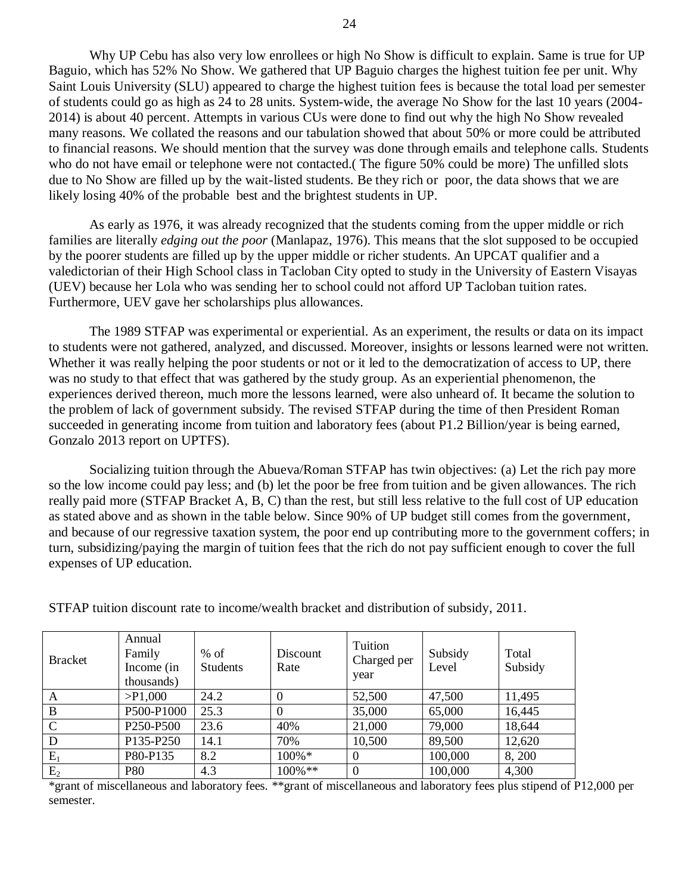Why UP Cebu has also very low enrollees or high No Show is difficult to explain. Same is true for UP Baguio, which has 52% No Show. We gathered that UP Baguio charges the highest tuition fee per unit. Why Saint Louis University (SLU) appeared to charge the highest tuition fees is because the total load per semester of students could go as high as 24 to 28 units. System-wide, the average No Show for the last 10 years (2004-2014) is about 40 percent. Attempts in various CUs were done to find out why the high No Show revealed many reasons. We collated the reasons and our tabulation showed that about 50% or more could be attributed to financial reasons. We should mention that the survey was done through emails and telephone calls. Students who do not have email or telephone were not contacted.( The figure 50% could be more) The unfilled slots due to No Show are filled up by the wait-listed students. Be they rich or poor, the data shows that we are likely losing 40% of the probable best and the brightest students in UP.

As early as 1976, it was already recognized that the students coming from the upper middle or rich families are literally *edging out the poor* (Manlapaz, 1976). This means that the slot supposed to be occupied by the poorer students are filled up by the upper middle or richer students. An UPCAT qualifier and a valedictorian of their High School class in Tacloban City opted to study in the University of Eastern Visayas (UEV) because her Lola who was sending her to school could not afford UP Tacloban tuition rates. Furthermore, UEV gave her scholarships plus allowances.

The 1989 STFAP was experimental or experiential. As an experiment, the results or data on its impact to students were not gathered, analyzed, and discussed. Moreover, insights or lessons learned were not written. Whether it was really helping the poor students or not or it led to the democratization of access to UP, there was no study to that effect that was gathered by the study group. As an experiential phenomenon, the experiences derived thereon, much more the lessons learned, were also unheard of. It became the solution to the problem of lack of government subsidy. The revised STFAP during the time of then President Roman succeeded in generating income from tuition and laboratory fees (about P1.2 Billion/year is being earned, Gonzalo 2013 report on UPTFS).

Socializing tuition through the Abueva/Roman STFAP has twin objectives: (a) Let the rich pay more so the low income could pay less; and (b) let the poor be free from tuition and be given allowances. The rich really paid more (STFAP Bracket A, B, C) than the rest, but still less relative to the full cost of UP education as stated above and as shown in the table below. Since 90% of UP budget still comes from the government, and because of our regressive taxation system, the poor end up contributing more to the government coffers; in turn, subsidizing/paying the margin of tuition fees that the rich do not pay sufficient enough to cover the full expenses of UP education.

STFAP tuition discount rate to income/wealth bracket and distribution of subsidy, 2011.

| Bracket | Annual Family Income (in thousands) | % of Students | Discount Rate | Tuition Charged per year | Subsidy Level | Total Subsidy |
|---|---|---|---|---|---|---|
| A | >P1,000 | 24.2 | 0 | 52,500 | 47,500 | 11,495 |
| B | P500-P1000 | 25.3 | 0 | 35,000 | 65,000 | 16,445 |
| C | P250-P500 | 23.6 | 40% | 21,000 | 79,000 | 18,644 |
| D | P135-P250 | 14.1 | 70% | 10,500 | 89,500 | 12,620 |
| $E_1$ | P80-P135 | 8.2 | 100%* | 0 | 100,000 | 8, 200 |
| $E_2$ | P80 | 4.3 | 100%** | 0 | 100,000 | 4,300 |

*grant of miscellaneous and laboratory fees. **grant of miscellaneous and laboratory fees plus stipend of P12,000 per semester.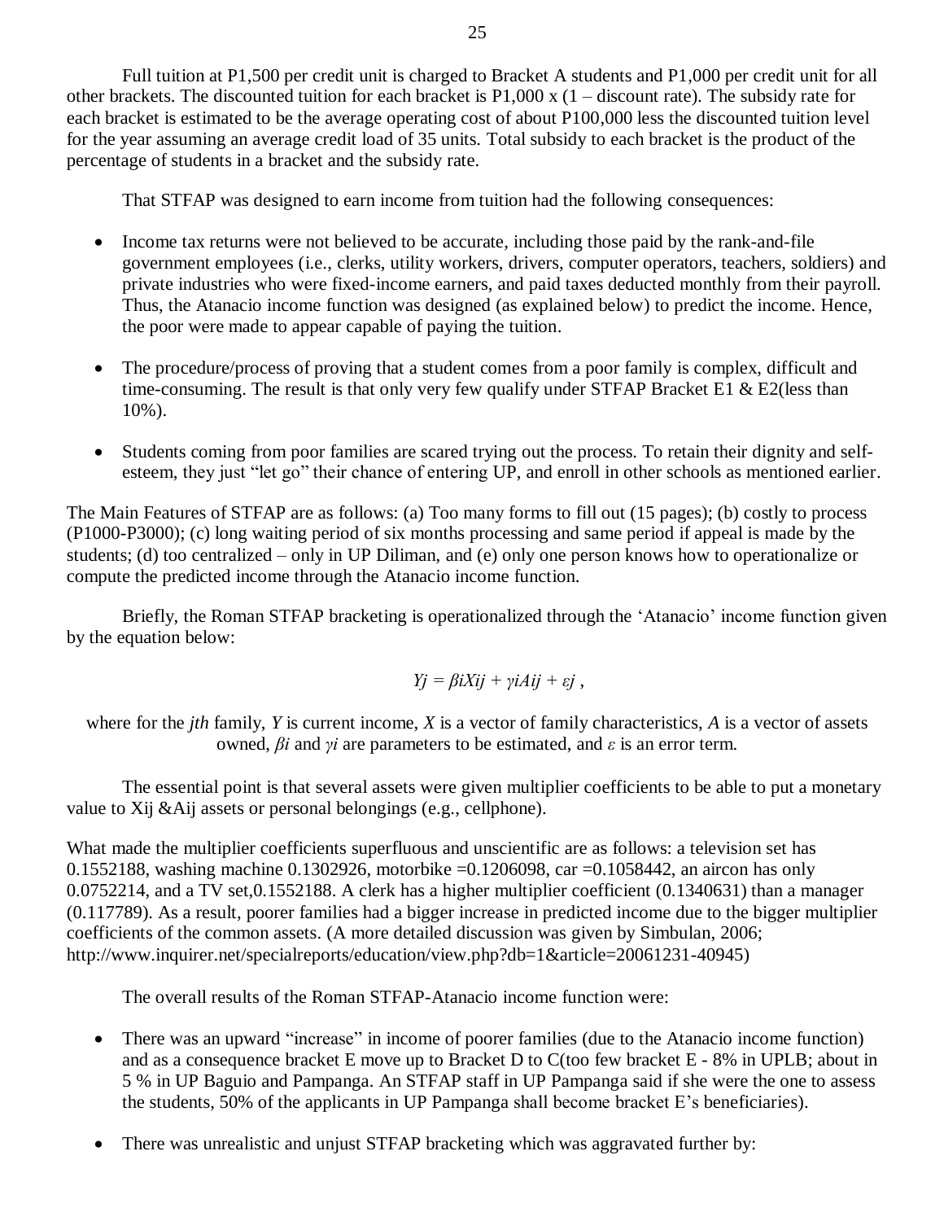Full tuition at P1,500 per credit unit is charged to Bracket A students and P1,000 per credit unit for all other brackets. The discounted tuition for each bracket is P1,000 x (1 – discount rate). The subsidy rate for each bracket is estimated to be the average operating cost of about P100,000 less the discounted tuition level for the year assuming an average credit load of 35 units. Total subsidy to each bracket is the product of the percentage of students in a bracket and the subsidy rate.

That STFAP was designed to earn income from tuition had the following consequences:

- Income tax returns were not believed to be accurate, including those paid by the rank-and-file government employees (i.e., clerks, utility workers, drivers, computer operators, teachers, soldiers) and private industries who were fixed-income earners, and paid taxes deducted monthly from their payroll. Thus, the Atanacio income function was designed (as explained below) to predict the income. Hence, the poor were made to appear capable of paying the tuition.

- The procedure/process of proving that a student comes from a poor family is complex, difficult and time-consuming. The result is that only very few qualify under STFAP Bracket E1 & E2(less than 10%).

- Students coming from poor families are scared trying out the process. To retain their dignity and self-esteem, they just "let go" their chance of entering UP, and enroll in other schools as mentioned earlier.

The Main Features of STFAP are as follows: (a) Too many forms to fill out (15 pages); (b) costly to process (P1000-P3000); (c) long waiting period of six months processing and same period if appeal is made by the students; (d) too centralized – only in UP Diliman, and (e) only one person knows how to operationalize or compute the predicted income through the Atanacio income function.

Briefly, the Roman STFAP bracketing is operationalized through the 'Atanacio' income function given by the equation below:

$$Y_j = \beta_i X_{ij} + \gamma_i A_{ij} + \varepsilon_j \ ,$$

where for the *jth* family, *Y* is current income, *X* is a vector of family characteristics, *A* is a vector of assets owned, $\beta_i$ and $\gamma_i$ are parameters to be estimated, and $\varepsilon$ is an error term.

The essential point is that several assets were given multiplier coefficients to be able to put a monetary value to $X_{ij}$ &$A_{ij}$ assets or personal belongings (e.g., cellphone).

What made the multiplier coefficients superfluous and unscientific are as follows: a television set has 0.1552188, washing machine 0.1302926, motorbike =0.1206098, car =0.1058442, an aircon has only 0.0752214, and a TV set,0.1552188. A clerk has a higher multiplier coefficient (0.1340631) than a manager (0.117789). As a result, poorer families had a bigger increase in predicted income due to the bigger multiplier coefficients of the common assets. (A more detailed discussion was given by Simbulan, 2006; http://www.inquirer.net/specialreports/education/view.php?db=1&article=20061231-40945)

The overall results of the Roman STFAP-Atanacio income function were:

- There was an upward "increase" in income of poorer families (due to the Atanacio income function) and as a consequence bracket E move up to Bracket D to C(too few bracket E - 8% in UPLB; about in 5 % in UP Baguio and Pampanga. An STFAP staff in UP Pampanga said if she were the one to assess the students, 50% of the applicants in UP Pampanga shall become bracket E's beneficiaries).

- There was unrealistic and unjust STFAP bracketing which was aggravated further by: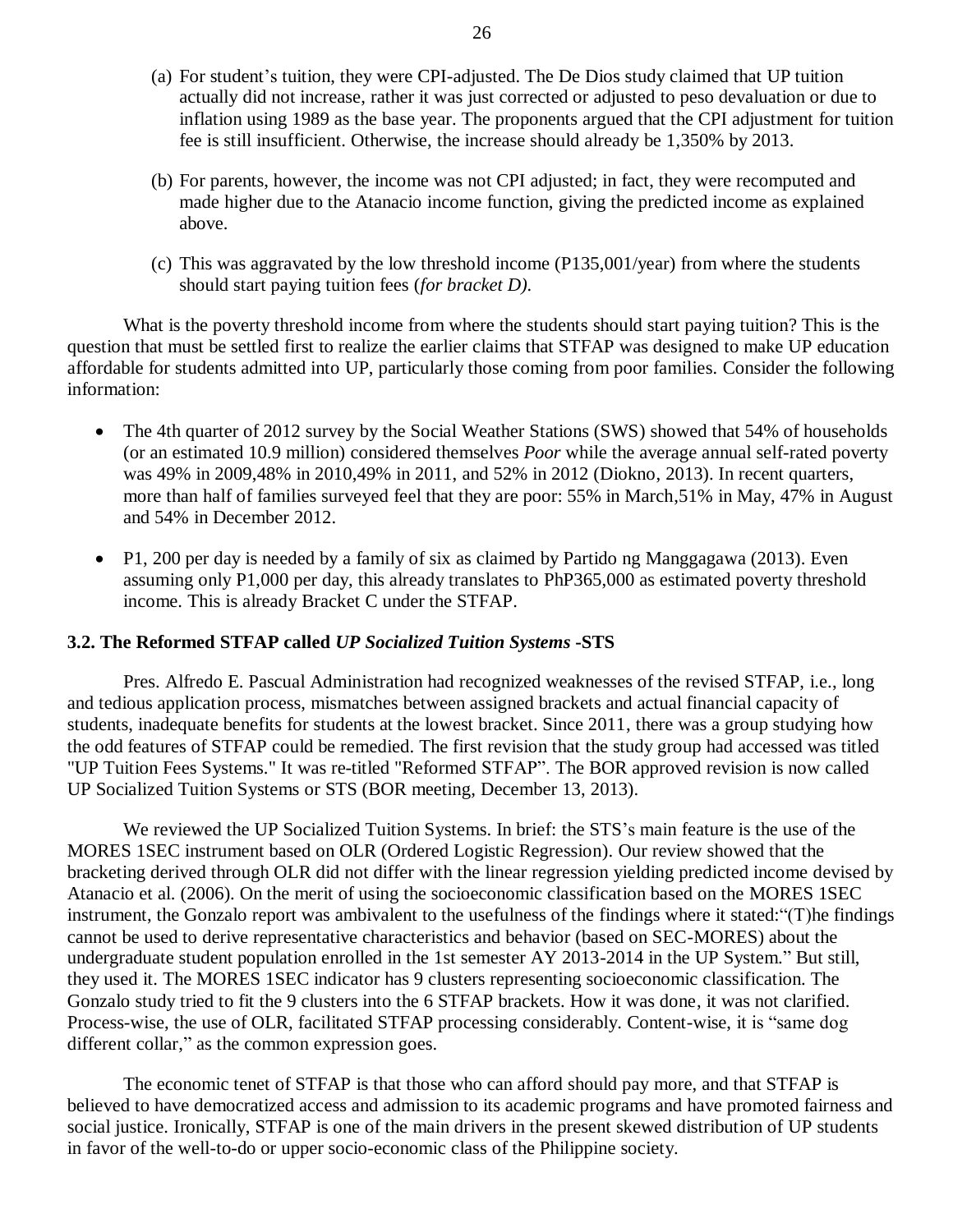(a) For student's tuition, they were CPI-adjusted. The De Dios study claimed that UP tuition actually did not increase, rather it was just corrected or adjusted to peso devaluation or due to inflation using 1989 as the base year. The proponents argued that the CPI adjustment for tuition fee is still insufficient. Otherwise, the increase should already be 1,350% by 2013.

(b) For parents, however, the income was not CPI adjusted; in fact, they were recomputed and made higher due to the Atanacio income function, giving the predicted income as explained above.

(c) This was aggravated by the low threshold income (P135,001/year) from where the students should start paying tuition fees (*for bracket D).*

What is the poverty threshold income from where the students should start paying tuition? This is the question that must be settled first to realize the earlier claims that STFAP was designed to make UP education affordable for students admitted into UP, particularly those coming from poor families. Consider the following information:

- The 4th quarter of 2012 survey by the Social Weather Stations (SWS) showed that 54% of households (or an estimated 10.9 million) considered themselves *Poor* while the average annual self-rated poverty was 49% in 2009,48% in 2010,49% in 2011, and 52% in 2012 (Diokno, 2013). In recent quarters, more than half of families surveyed feel that they are poor: 55% in March,51% in May, 47% in August and 54% in December 2012.
- P1, 200 per day is needed by a family of six as claimed by Partido ng Manggagawa (2013). Even assuming only P1,000 per day, this already translates to PhP365,000 as estimated poverty threshold income. This is already Bracket C under the STFAP.

### 3.2. The Reformed STFAP called *UP Socialized Tuition Systems* -STS

Pres. Alfredo E. Pascual Administration had recognized weaknesses of the revised STFAP, i.e., long and tedious application process, mismatches between assigned brackets and actual financial capacity of students, inadequate benefits for students at the lowest bracket. Since 2011, there was a group studying how the odd features of STFAP could be remedied. The first revision that the study group had accessed was titled "UP Tuition Fees Systems." It was re-titled "Reformed STFAP". The BOR approved revision is now called UP Socialized Tuition Systems or STS (BOR meeting, December 13, 2013).

We reviewed the UP Socialized Tuition Systems. In brief: the STS's main feature is the use of the MORES 1SEC instrument based on OLR (Ordered Logistic Regression). Our review showed that the bracketing derived through OLR did not differ with the linear regression yielding predicted income devised by Atanacio et al. (2006). On the merit of using the socioeconomic classification based on the MORES 1SEC instrument, the Gonzalo report was ambivalent to the usefulness of the findings where it stated:"(T)he findings cannot be used to derive representative characteristics and behavior (based on SEC-MORES) about the undergraduate student population enrolled in the 1st semester AY 2013-2014 in the UP System." But still, they used it. The MORES 1SEC indicator has 9 clusters representing socioeconomic classification. The Gonzalo study tried to fit the 9 clusters into the 6 STFAP brackets. How it was done, it was not clarified. Process-wise, the use of OLR, facilitated STFAP processing considerably. Content-wise, it is "same dog different collar," as the common expression goes.

The economic tenet of STFAP is that those who can afford should pay more, and that STFAP is believed to have democratized access and admission to its academic programs and have promoted fairness and social justice. Ironically, STFAP is one of the main drivers in the present skewed distribution of UP students in favor of the well-to-do or upper socio-economic class of the Philippine society.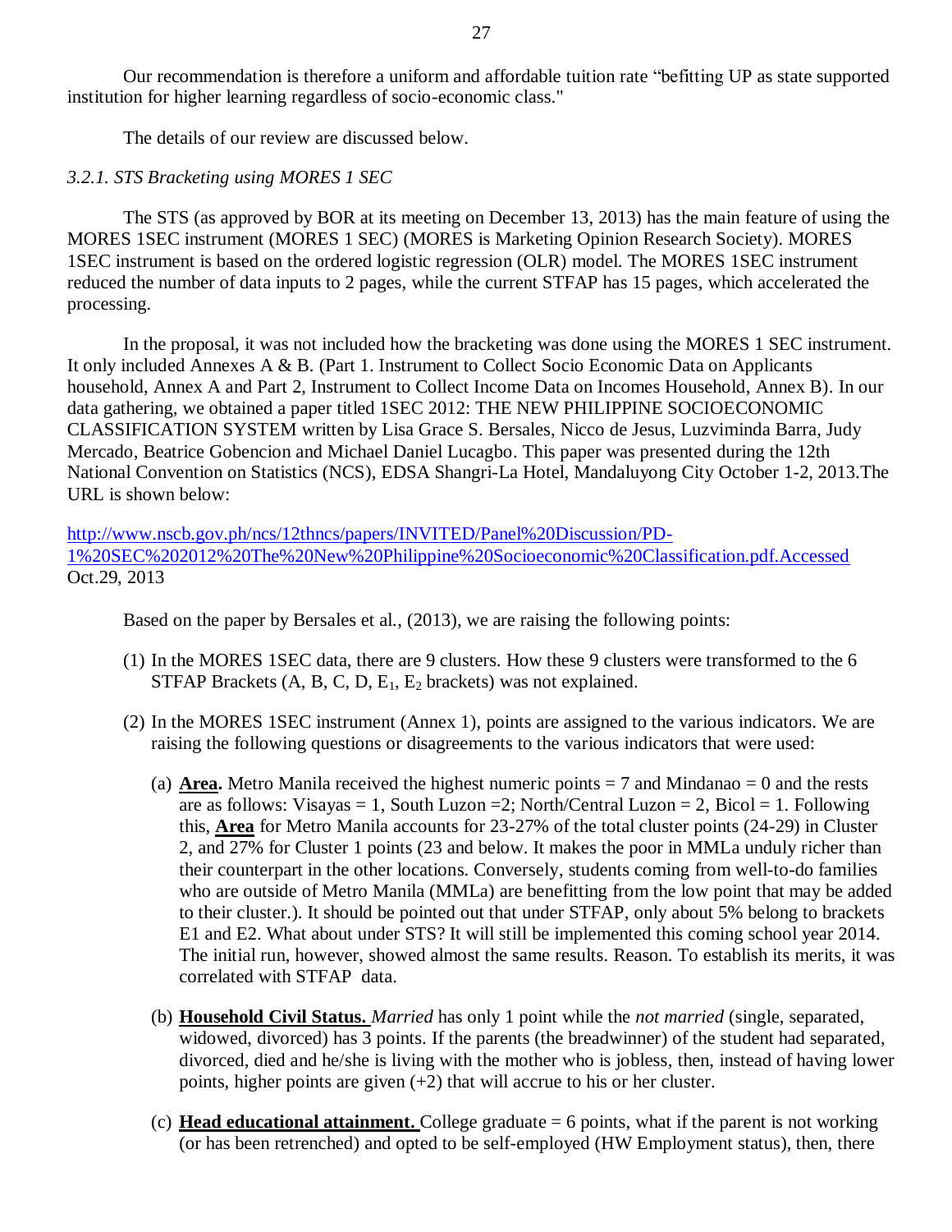Our recommendation is therefore a uniform and affordable tuition rate "befitting UP as state supported institution for higher learning regardless of socio-economic class."

The details of our review are discussed below.

### *3.2.1. STS Bracketing using MORES 1 SEC*

The STS (as approved by BOR at its meeting on December 13, 2013) has the main feature of using the MORES 1SEC instrument (MORES 1 SEC) (MORES is Marketing Opinion Research Society). MORES 1SEC instrument is based on the ordered logistic regression (OLR) model. The MORES 1SEC instrument reduced the number of data inputs to 2 pages, while the current STFAP has 15 pages, which accelerated the processing.

In the proposal, it was not included how the bracketing was done using the MORES 1 SEC instrument. It only included Annexes A & B. (Part 1. Instrument to Collect Socio Economic Data on Applicants household, Annex A and Part 2, Instrument to Collect Income Data on Incomes Household, Annex B). In our data gathering, we obtained a paper titled 1SEC 2012: THE NEW PHILIPPINE SOCIOECONOMIC CLASSIFICATION SYSTEM written by Lisa Grace S. Bersales, Nicco de Jesus, Luzviminda Barra, Judy Mercado, Beatrice Gobencion and Michael Daniel Lucagbo. This paper was presented during the 12th National Convention on Statistics (NCS), EDSA Shangri-La Hotel, Mandaluyong City October 1-2, 2013.The URL is shown below:

http://www.nscb.gov.ph/ncs/12thncs/papers/INVITED/Panel%20Discussion/PD-1%20SEC%202012%20The%20New%20Philippine%20Socioeconomic%20Classification.pdf.Accessed Oct.29, 2013

Based on the paper by Bersales et al., (2013), we are raising the following points:

(1) In the MORES 1SEC data, there are 9 clusters. How these 9 clusters were transformed to the 6 STFAP Brackets (A, B, C, D, $E_1$, $E_2$ brackets) was not explained.

(2) In the MORES 1SEC instrument (Annex 1), points are assigned to the various indicators. We are raising the following questions or disagreements to the various indicators that were used:

   (a) **Area.** Metro Manila received the highest numeric points = 7 and Mindanao = 0 and the rests are as follows: Visayas = 1, South Luzon =2; North/Central Luzon = 2, Bicol = 1. Following this, **Area** for Metro Manila accounts for 23-27% of the total cluster points (24-29) in Cluster 2, and 27% for Cluster 1 points (23 and below. It makes the poor in MMLa unduly richer than their counterpart in the other locations. Conversely, students coming from well-to-do families who are outside of Metro Manila (MMLa) are benefitting from the low point that may be added to their cluster.). It should be pointed out that under STFAP, only about 5% belong to brackets E1 and E2. What about under STS? It will still be implemented this coming school year 2014. The initial run, however, showed almost the same results. Reason. To establish its merits, it was correlated with STFAP data.

   (b) **Household Civil Status.** *Married* has only 1 point while the *not married* (single, separated, widowed, divorced) has 3 points. If the parents (the breadwinner) of the student had separated, divorced, died and he/she is living with the mother who is jobless, then, instead of having lower points, higher points are given (+2) that will accrue to his or her cluster.

   (c) **Head educational attainment.** College graduate = 6 points, what if the parent is not working (or has been retrenched) and opted to be self-employed (HW Employment status), then, there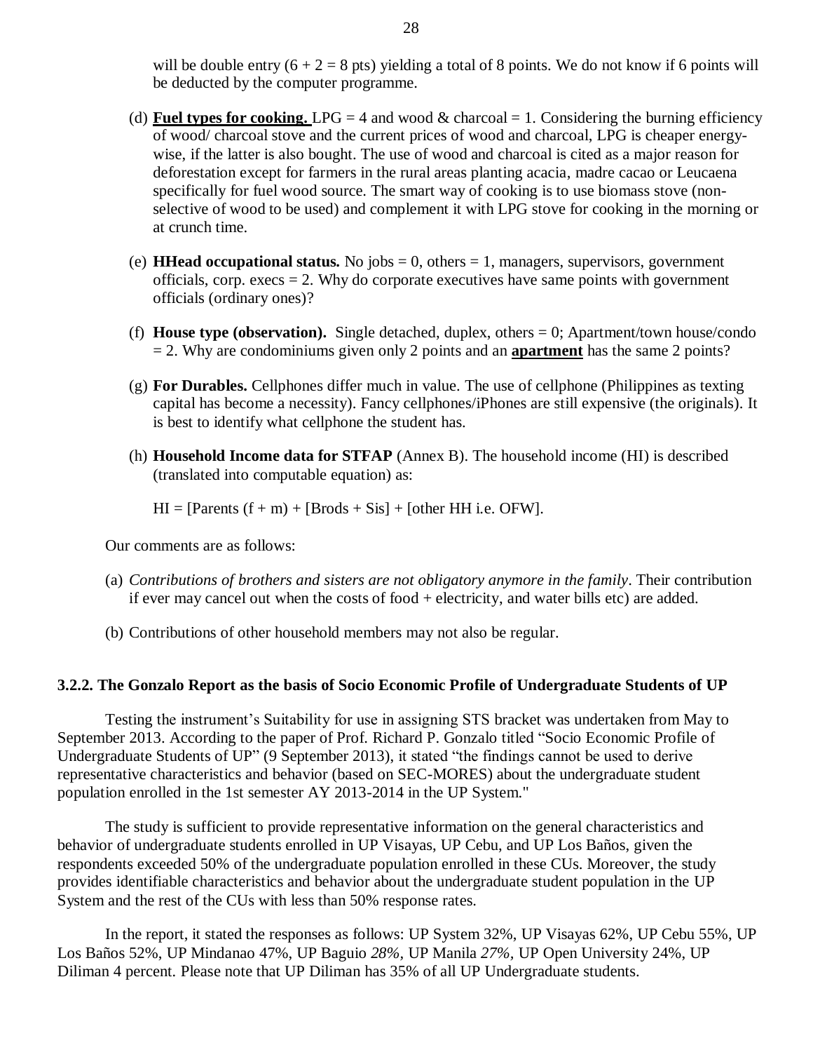will be double entry ($6 + 2 = 8$ pts) yielding a total of 8 points. We do not know if 6 points will be deducted by the computer programme.

(d) **<u>Fuel types for cooking.</u>** LPG = 4 and wood & charcoal = 1. Considering the burning efficiency of wood/ charcoal stove and the current prices of wood and charcoal, LPG is cheaper energy-wise, if the latter is also bought. The use of wood and charcoal is cited as a major reason for deforestation except for farmers in the rural areas planting acacia, madre cacao or Leucaena specifically for fuel wood source. The smart way of cooking is to use biomass stove (non-selective of wood to be used) and complement it with LPG stove for cooking in the morning or at crunch time.

(e) **HHead occupational status.** No jobs = 0, others = 1, managers, supervisors, government officials, corp. execs = 2. Why do corporate executives have same points with government officials (ordinary ones)?

(f) **House type (observation).** Single detached, duplex, others = 0; Apartment/town house/condo = 2. Why are condominiums given only 2 points and an **<u>apartment</u>** has the same 2 points?

(g) **For Durables.** Cellphones differ much in value. The use of cellphone (Philippines as texting capital has become a necessity). Fancy cellphones/iPhones are still expensive (the originals). It is best to identify what cellphone the student has.

(h) **Household Income data for STFAP** (Annex B). The household income (HI) is described (translated into computable equation) as:

HI = [Parents (f + m) + [Brods + Sis] + [other HH i.e. OFW].

Our comments are as follows:

(a) *Contributions of brothers and sisters are not obligatory anymore in the family*. Their contribution if ever may cancel out when the costs of food + electricity, and water bills etc) are added.

(b) Contributions of other household members may not also be regular.

### 3.2.2. The Gonzalo Report as the basis of Socio Economic Profile of Undergraduate Students of UP

Testing the instrument's Suitability for use in assigning STS bracket was undertaken from May to September 2013. According to the paper of Prof. Richard P. Gonzalo titled "Socio Economic Profile of Undergraduate Students of UP" (9 September 2013), it stated "the findings cannot be used to derive representative characteristics and behavior (based on SEC-MORES) about the undergraduate student population enrolled in the 1st semester AY 2013-2014 in the UP System."

The study is sufficient to provide representative information on the general characteristics and behavior of undergraduate students enrolled in UP Visayas, UP Cebu, and UP Los Baños, given the respondents exceeded 50% of the undergraduate population enrolled in these CUs. Moreover, the study provides identifiable characteristics and behavior about the undergraduate student population in the UP System and the rest of the CUs with less than 50% response rates.

In the report, it stated the responses as follows: UP System 32%, UP Visayas 62%, UP Cebu 55%, UP Los Baños 52%, UP Mindanao 47%, UP Baguio *28%,* UP Manila *27%,* UP Open University 24%, UP Diliman 4 percent. Please note that UP Diliman has 35% of all UP Undergraduate students.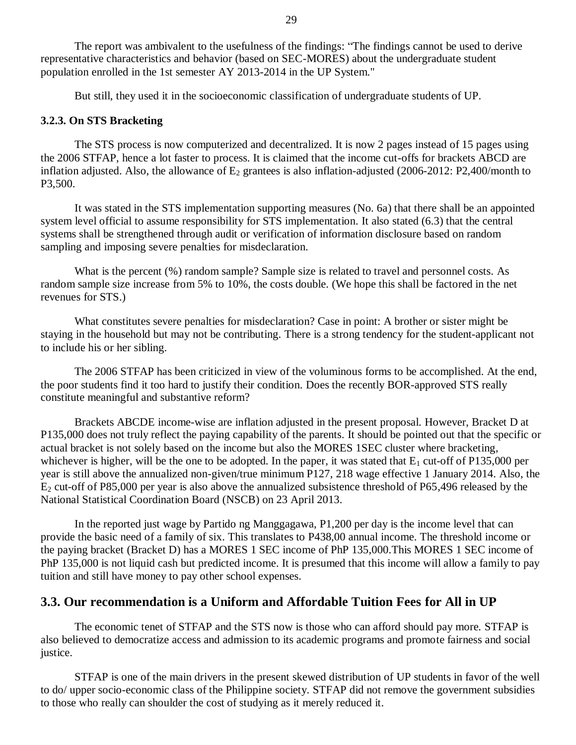The report was ambivalent to the usefulness of the findings: “The findings cannot be used to derive representative characteristics and behavior (based on SEC-MORES) about the undergraduate student population enrolled in the 1st semester AY 2013-2014 in the UP System."

But still, they used it in the socioeconomic classification of undergraduate students of UP.

### 3.2.3. On STS Bracketing

The STS process is now computerized and decentralized. It is now 2 pages instead of 15 pages using the 2006 STFAP, hence a lot faster to process. It is claimed that the income cut-offs for brackets ABCD are inflation adjusted. Also, the allowance of $E_2$ grantees is also inflation-adjusted (2006-2012: P2,400/month to P3,500.

It was stated in the STS implementation supporting measures (No. 6a) that there shall be an appointed system level official to assume responsibility for STS implementation. It also stated (6.3) that the central systems shall be strengthened through audit or verification of information disclosure based on random sampling and imposing severe penalties for misdeclaration.

What is the percent (%) random sample? Sample size is related to travel and personnel costs. As random sample size increase from 5% to 10%, the costs double. (We hope this shall be factored in the net revenues for STS.)

What constitutes severe penalties for misdeclaration? Case in point: A brother or sister might be staying in the household but may not be contributing. There is a strong tendency for the student-applicant not to include his or her sibling.

The 2006 STFAP has been criticized in view of the voluminous forms to be accomplished. At the end, the poor students find it too hard to justify their condition. Does the recently BOR-approved STS really constitute meaningful and substantive reform?

Brackets ABCDE income-wise are inflation adjusted in the present proposal. However, Bracket D at P135,000 does not truly reflect the paying capability of the parents. It should be pointed out that the specific or actual bracket is not solely based on the income but also the MORES 1SEC cluster where bracketing, whichever is higher, will be the one to be adopted. In the paper, it was stated that $E_1$ cut-off of P135,000 per year is still above the annualized non-given/true minimum P127, 218 wage effective 1 January 2014. Also, the $E_2$ cut-off of P85,000 per year is also above the annualized subsistence threshold of P65,496 released by the National Statistical Coordination Board (NSCB) on 23 April 2013.

In the reported just wage by Partido ng Manggagawa, P1,200 per day is the income level that can provide the basic need of a family of six. This translates to P438,00 annual income. The threshold income or the paying bracket (Bracket D) has a MORES 1 SEC income of PhP 135,000.This MORES 1 SEC income of PhP 135,000 is not liquid cash but predicted income. It is presumed that this income will allow a family to pay tuition and still have money to pay other school expenses.

## 3.3. Our recommendation is a Uniform and Affordable Tuition Fees for All in UP

The economic tenet of STFAP and the STS now is those who can afford should pay more. STFAP is also believed to democratize access and admission to its academic programs and promote fairness and social justice.

STFAP is one of the main drivers in the present skewed distribution of UP students in favor of the well to do/ upper socio-economic class of the Philippine society. STFAP did not remove the government subsidies to those who really can shoulder the cost of studying as it merely reduced it.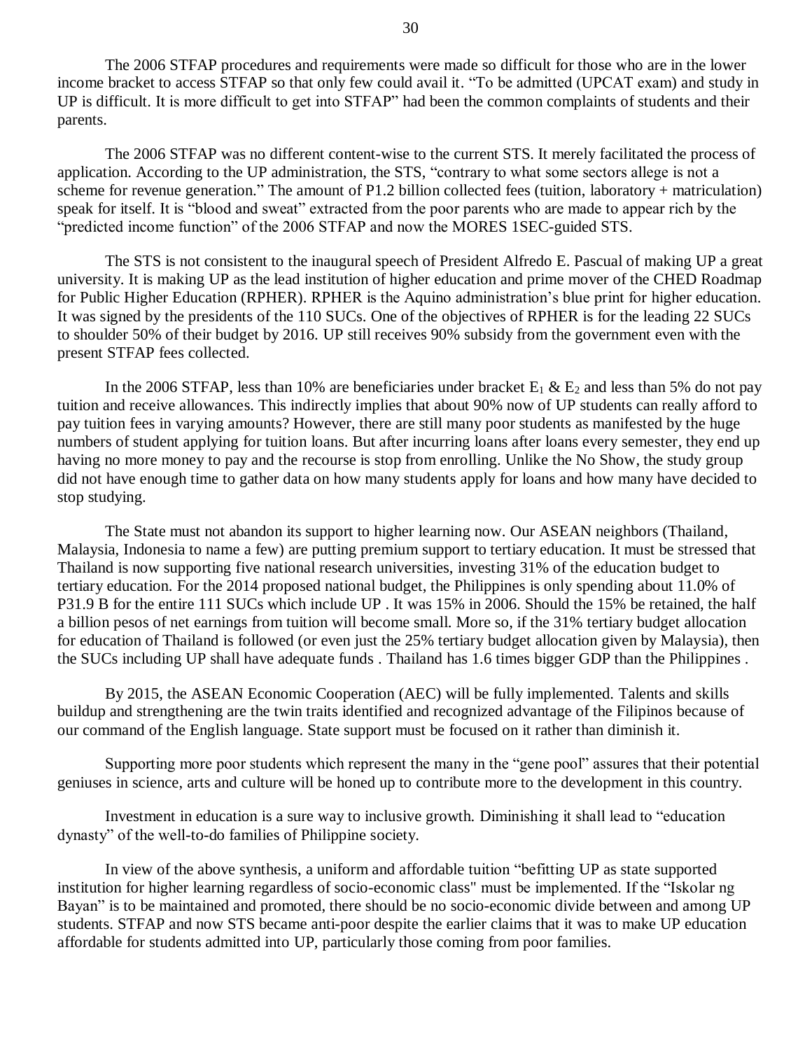The 2006 STFAP procedures and requirements were made so difficult for those who are in the lower income bracket to access STFAP so that only few could avail it. "To be admitted (UPCAT exam) and study in UP is difficult. It is more difficult to get into STFAP" had been the common complaints of students and their parents.

The 2006 STFAP was no different content-wise to the current STS. It merely facilitated the process of application. According to the UP administration, the STS, "contrary to what some sectors allege is not a scheme for revenue generation." The amount of P1.2 billion collected fees (tuition, laboratory + matriculation) speak for itself. It is "blood and sweat" extracted from the poor parents who are made to appear rich by the "predicted income function" of the 2006 STFAP and now the MORES 1SEC-guided STS.

The STS is not consistent to the inaugural speech of President Alfredo E. Pascual of making UP a great university. It is making UP as the lead institution of higher education and prime mover of the CHED Roadmap for Public Higher Education (RPHER). RPHER is the Aquino administration's blue print for higher education. It was signed by the presidents of the 110 SUCs. One of the objectives of RPHER is for the leading 22 SUCs to shoulder 50% of their budget by 2016. UP still receives 90% subsidy from the government even with the present STFAP fees collected.

In the 2006 STFAP, less than 10% are beneficiaries under bracket $E_1$ & $E_2$ and less than 5% do not pay tuition and receive allowances. This indirectly implies that about 90% now of UP students can really afford to pay tuition fees in varying amounts? However, there are still many poor students as manifested by the huge numbers of student applying for tuition loans. But after incurring loans after loans every semester, they end up having no more money to pay and the recourse is stop from enrolling. Unlike the No Show, the study group did not have enough time to gather data on how many students apply for loans and how many have decided to stop studying.

The State must not abandon its support to higher learning now. Our ASEAN neighbors (Thailand, Malaysia, Indonesia to name a few) are putting premium support to tertiary education. It must be stressed that Thailand is now supporting five national research universities, investing 31% of the education budget to tertiary education. For the 2014 proposed national budget, the Philippines is only spending about 11.0% of P31.9 B for the entire 111 SUCs which include UP . It was 15% in 2006. Should the 15% be retained, the half a billion pesos of net earnings from tuition will become small. More so, if the 31% tertiary budget allocation for education of Thailand is followed (or even just the 25% tertiary budget allocation given by Malaysia), then the SUCs including UP shall have adequate funds . Thailand has 1.6 times bigger GDP than the Philippines .

By 2015, the ASEAN Economic Cooperation (AEC) will be fully implemented. Talents and skills buildup and strengthening are the twin traits identified and recognized advantage of the Filipinos because of our command of the English language. State support must be focused on it rather than diminish it.

Supporting more poor students which represent the many in the "gene pool" assures that their potential geniuses in science, arts and culture will be honed up to contribute more to the development in this country.

Investment in education is a sure way to inclusive growth. Diminishing it shall lead to "education dynasty" of the well-to-do families of Philippine society.

In view of the above synthesis, a uniform and affordable tuition "befitting UP as state supported institution for higher learning regardless of socio-economic class" must be implemented. If the "Iskolar ng Bayan" is to be maintained and promoted, there should be no socio-economic divide between and among UP students. STFAP and now STS became anti-poor despite the earlier claims that it was to make UP education affordable for students admitted into UP, particularly those coming from poor families.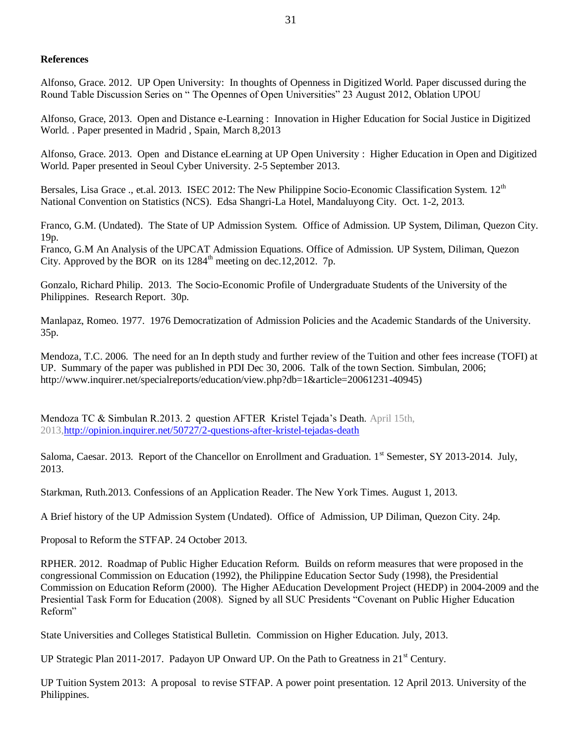**References**

Alfonso, Grace. 2012. UP Open University: In thoughts of Openness in Digitized World. Paper discussed during the Round Table Discussion Series on " The Opennes of Open Universities" 23 August 2012, Oblation UPOU

Alfonso, Grace, 2013. Open and Distance e-Learning : Innovation in Higher Education for Social Justice in Digitized World. . Paper presented in Madrid , Spain, March 8,2013

Alfonso, Grace. 2013. Open and Distance eLearning at UP Open University : Higher Education in Open and Digitized World. Paper presented in Seoul Cyber University. 2-5 September 2013.

Bersales, Lisa Grace ., et.al. 2013. ISEC 2012: The New Philippine Socio-Economic Classification System. 12th National Convention on Statistics (NCS). Edsa Shangri-La Hotel, Mandaluyong City. Oct. 1-2, 2013.

Franco, G.M. (Undated). The State of UP Admission System. Office of Admission. UP System, Diliman, Quezon City. 19p.
Franco, G.M An Analysis of the UPCAT Admission Equations. Office of Admission. UP System, Diliman, Quezon City. Approved by the BOR on its 1284th meeting on dec.12,2012. 7p.

Gonzalo, Richard Philip. 2013. The Socio-Economic Profile of Undergraduate Students of the University of the Philippines. Research Report. 30p.

Manlapaz, Romeo. 1977. 1976 Democratization of Admission Policies and the Academic Standards of the University. 35p.

Mendoza, T.C. 2006. The need for an In depth study and further review of the Tuition and other fees increase (TOFI) at UP. Summary of the paper was published in PDI Dec 30, 2006. Talk of the town Section. Simbulan, 2006; http://www.inquirer.net/specialreports/education/view.php?db=1&article=20061231-40945)

Mendoza TC & Simbulan R.2013. 2 question AFTER Kristel Tejada's Death. April 15th, 2013,http://opinion.inquirer.net/50727/2-questions-after-kristel-tejadas-death

Saloma, Caesar. 2013. Report of the Chancellor on Enrollment and Graduation. 1st Semester, SY 2013-2014. July, 2013.

Starkman, Ruth.2013. Confessions of an Application Reader. The New York Times. August 1, 2013.

A Brief history of the UP Admission System (Undated). Office of Admission, UP Diliman, Quezon City. 24p.

Proposal to Reform the STFAP. 24 October 2013.

RPHER. 2012. Roadmap of Public Higher Education Reform. Builds on reform measures that were proposed in the congressional Commission on Education (1992), the Philippine Education Sector Sudy (1998), the Presidential Commission on Education Reform (2000). The Higher AEducation Development Project (HEDP) in 2004-2009 and the Presiential Task Form for Education (2008). Signed by all SUC Presidents "Covenant on Public Higher Education Reform"

State Universities and Colleges Statistical Bulletin. Commission on Higher Education. July, 2013.

UP Strategic Plan 2011-2017. Padayon UP Onward UP. On the Path to Greatness in 21st Century.

UP Tuition System 2013: A proposal to revise STFAP. A power point presentation. 12 April 2013. University of the Philippines.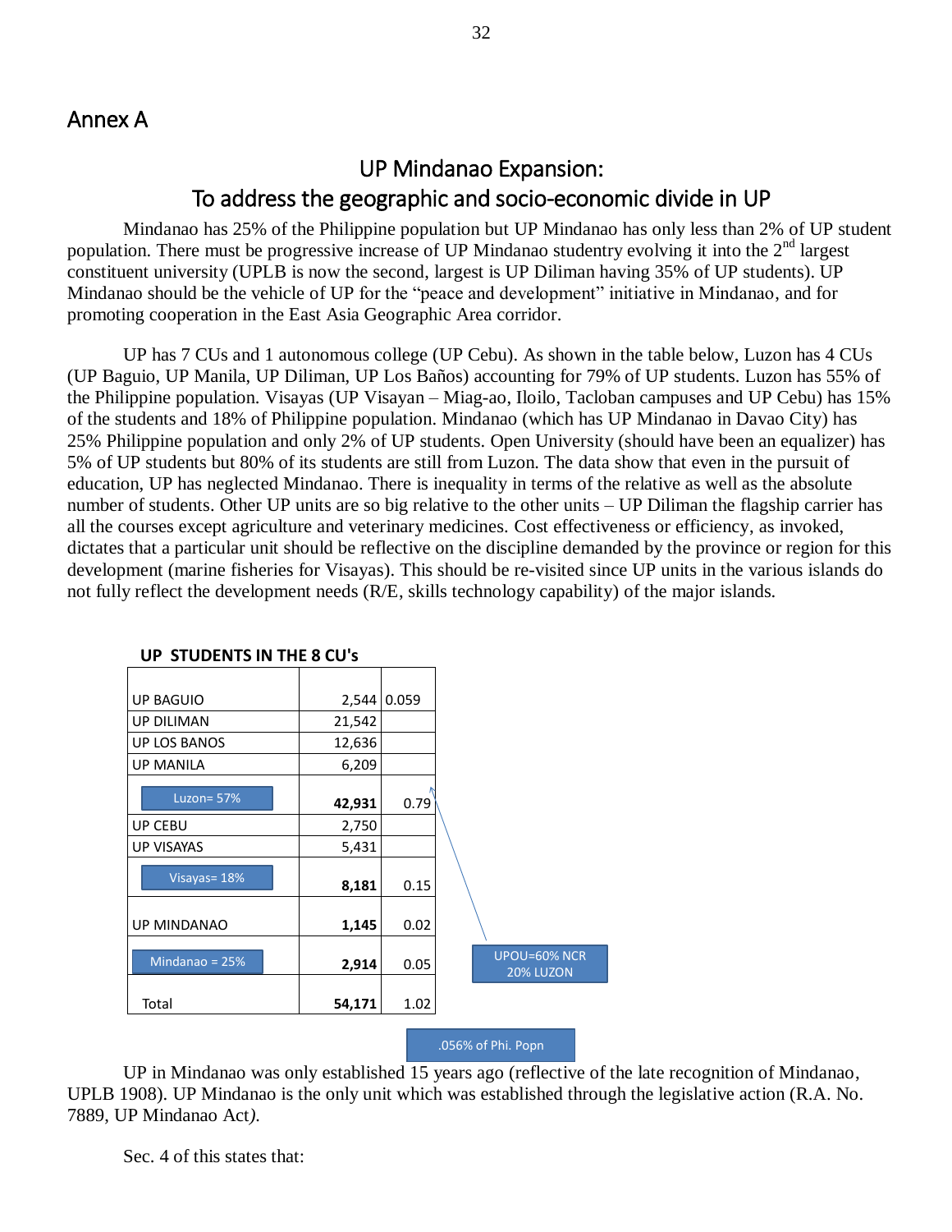## Annex A

### UP Mindanao Expansion: To address the geographic and socio-economic divide in UP

Mindanao has 25% of the Philippine population but UP Mindanao has only less than 2% of UP student population. There must be progressive increase of UP Mindanao studentry evolving it into the 2nd largest constituent university (UPLB is now the second, largest is UP Diliman having 35% of UP students). UP Mindanao should be the vehicle of UP for the "peace and development" initiative in Mindanao, and for promoting cooperation in the East Asia Geographic Area corridor.

UP has 7 CUs and 1 autonomous college (UP Cebu). As shown in the table below, Luzon has 4 CUs (UP Baguio, UP Manila, UP Diliman, UP Los Baños) accounting for 79% of UP students. Luzon has 55% of the Philippine population. Visayas (UP Visayan – Miag-ao, Iloilo, Tacloban campuses and UP Cebu) has 15% of the students and 18% of Philippine population. Mindanao (which has UP Mindanao in Davao City) has 25% Philippine population and only 2% of UP students. Open University (should have been an equalizer) has 5% of UP students but 80% of its students are still from Luzon. The data show that even in the pursuit of education, UP has neglected Mindanao. There is inequality in terms of the relative as well as the absolute number of students. Other UP units are so big relative to the other units – UP Diliman the flagship carrier has all the courses except agriculture and veterinary medicines. Cost effectiveness or efficiency, as invoked, dictates that a particular unit should be reflective on the discipline demanded by the province or region for this development (marine fisheries for Visayas). This should be re-visited since UP units in the various islands do not fully reflect the development needs (R/E, skills technology capability) of the major islands.

**UP STUDENTS IN THE 8 CU's**

| | | |
|---|---|---|
| UP BAGUIO | 2,544 | 0.059 |
| UP DILIMAN | 21,542 | |
| UP LOS BANOS | 12,636 | |
| UP MANILA | 6,209 | |
| Luzon= 57% | **42,931** | 0.79 |
| UP CEBU | 2,750 | |
| UP VISAYAS | 5,431 | |
| Visayas= 18% | **8,181** | 0.15 |
| UP MINDANAO | **1,145** | 0.02 |
| Mindanao = 25% | **2,914** | 0.05 |
| Total | **54,171** | 1.02 |

UPOU=60% NCR 20% LUZON

.056% of Phi. Popn

UP in Mindanao was only established 15 years ago (reflective of the late recognition of Mindanao, UPLB 1908). UP Mindanao is the only unit which was established through the legislative action (R.A. No. 7889, UP Mindanao Act*).*

Sec. 4 of this states that: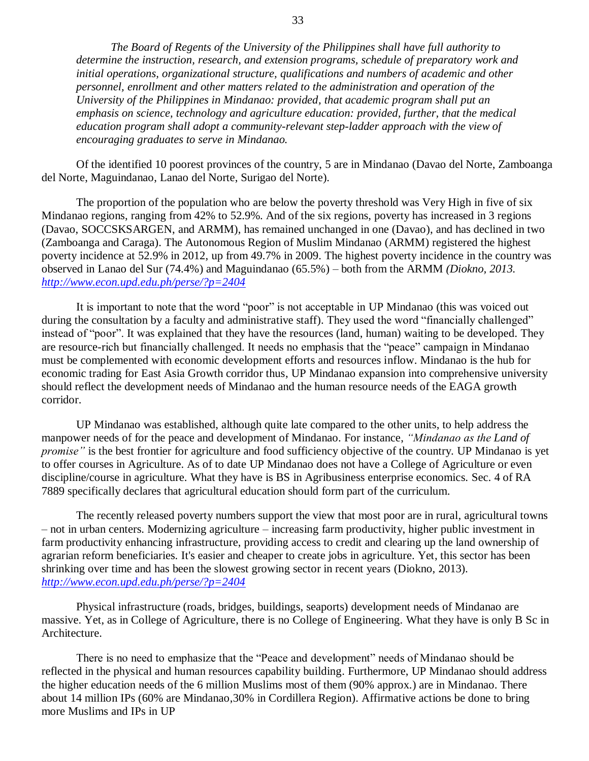*The Board of Regents of the University of the Philippines shall have full authority to determine the instruction, research, and extension programs, schedule of preparatory work and initial operations, organizational structure, qualifications and numbers of academic and other personnel, enrollment and other matters related to the administration and operation of the University of the Philippines in Mindanao: provided, that academic program shall put an emphasis on science, technology and agriculture education: provided, further, that the medical education program shall adopt a community-relevant step-ladder approach with the view of encouraging graduates to serve in Mindanao.*

Of the identified 10 poorest provinces of the country, 5 are in Mindanao (Davao del Norte, Zamboanga del Norte, Maguindanao, Lanao del Norte, Surigao del Norte).

The proportion of the population who are below the poverty threshold was Very High in five of six Mindanao regions, ranging from 42% to 52.9%. And of the six regions, poverty has increased in 3 regions (Davao, SOCCSKSARGEN, and ARMM), has remained unchanged in one (Davao), and has declined in two (Zamboanga and Caraga). The Autonomous Region of Muslim Mindanao (ARMM) registered the highest poverty incidence at 52.9% in 2012, up from 49.7% in 2009. The highest poverty incidence in the country was observed in Lanao del Sur (74.4%) and Maguindanao (65.5%) – both from the ARMM *(Diokno, 2013. http://www.econ.upd.edu.ph/perse/?p=2404*

It is important to note that the word "poor" is not acceptable in UP Mindanao (this was voiced out during the consultation by a faculty and administrative staff). They used the word "financially challenged" instead of "poor". It was explained that they have the resources (land, human) waiting to be developed. They are resource-rich but financially challenged. It needs no emphasis that the "peace" campaign in Mindanao must be complemented with economic development efforts and resources inflow. Mindanao is the hub for economic trading for East Asia Growth corridor thus, UP Mindanao expansion into comprehensive university should reflect the development needs of Mindanao and the human resource needs of the EAGA growth corridor.

UP Mindanao was established, although quite late compared to the other units, to help address the manpower needs of for the peace and development of Mindanao. For instance, *"Mindanao as the Land of promise"* is the best frontier for agriculture and food sufficiency objective of the country. UP Mindanao is yet to offer courses in Agriculture. As of to date UP Mindanao does not have a College of Agriculture or even discipline/course in agriculture. What they have is BS in Agribusiness enterprise economics. Sec. 4 of RA 7889 specifically declares that agricultural education should form part of the curriculum.

The recently released poverty numbers support the view that most poor are in rural, agricultural towns – not in urban centers. Modernizing agriculture – increasing farm productivity, higher public investment in farm productivity enhancing infrastructure, providing access to credit and clearing up the land ownership of agrarian reform beneficiaries. It's easier and cheaper to create jobs in agriculture. Yet, this sector has been shrinking over time and has been the slowest growing sector in recent years (Diokno, 2013). *http://www.econ.upd.edu.ph/perse/?p=2404*

Physical infrastructure (roads, bridges, buildings, seaports) development needs of Mindanao are massive. Yet, as in College of Agriculture, there is no College of Engineering. What they have is only B Sc in Architecture.

There is no need to emphasize that the "Peace and development" needs of Mindanao should be reflected in the physical and human resources capability building. Furthermore, UP Mindanao should address the higher education needs of the 6 million Muslims most of them (90% approx.) are in Mindanao. There about 14 million IPs (60% are Mindanao,30% in Cordillera Region). Affirmative actions be done to bring more Muslims and IPs in UP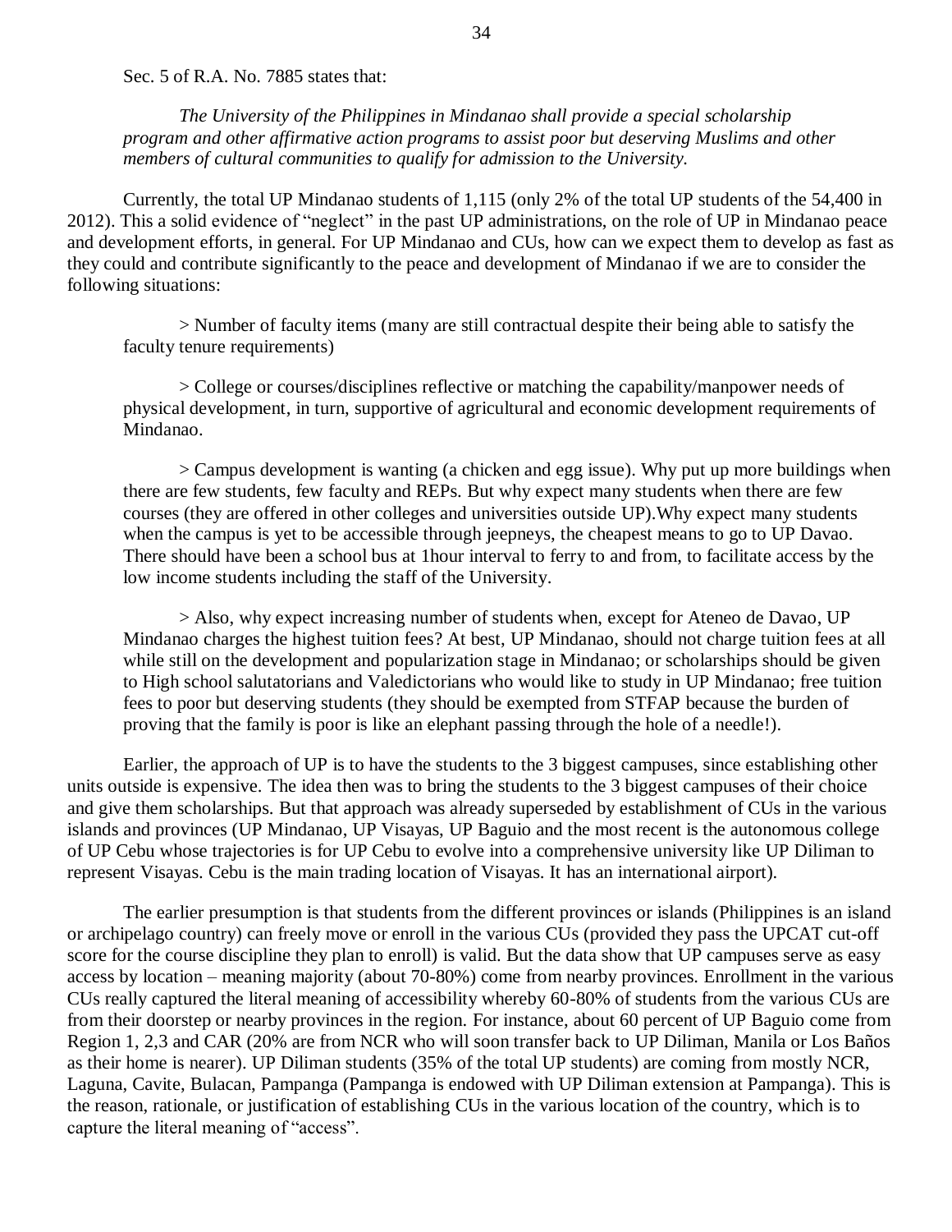Sec. 5 of R.A. No. 7885 states that:

*The University of the Philippines in Mindanao shall provide a special scholarship program and other affirmative action programs to assist poor but deserving Muslims and other members of cultural communities to qualify for admission to the University.*

Currently, the total UP Mindanao students of 1,115 (only 2% of the total UP students of the 54,400 in 2012). This a solid evidence of "neglect" in the past UP administrations, on the role of UP in Mindanao peace and development efforts, in general. For UP Mindanao and CUs, how can we expect them to develop as fast as they could and contribute significantly to the peace and development of Mindanao if we are to consider the following situations:

> Number of faculty items (many are still contractual despite their being able to satisfy the faculty tenure requirements)

> College or courses/disciplines reflective or matching the capability/manpower needs of physical development, in turn, supportive of agricultural and economic development requirements of Mindanao.

> Campus development is wanting (a chicken and egg issue). Why put up more buildings when there are few students, few faculty and REPs. But why expect many students when there are few courses (they are offered in other colleges and universities outside UP).Why expect many students when the campus is yet to be accessible through jeepneys, the cheapest means to go to UP Davao. There should have been a school bus at 1hour interval to ferry to and from, to facilitate access by the low income students including the staff of the University.

> Also, why expect increasing number of students when, except for Ateneo de Davao, UP Mindanao charges the highest tuition fees? At best, UP Mindanao, should not charge tuition fees at all while still on the development and popularization stage in Mindanao; or scholarships should be given to High school salutatorians and Valedictorians who would like to study in UP Mindanao; free tuition fees to poor but deserving students (they should be exempted from STFAP because the burden of proving that the family is poor is like an elephant passing through the hole of a needle!).

Earlier, the approach of UP is to have the students to the 3 biggest campuses, since establishing other units outside is expensive. The idea then was to bring the students to the 3 biggest campuses of their choice and give them scholarships. But that approach was already superseded by establishment of CUs in the various islands and provinces (UP Mindanao, UP Visayas, UP Baguio and the most recent is the autonomous college of UP Cebu whose trajectories is for UP Cebu to evolve into a comprehensive university like UP Diliman to represent Visayas. Cebu is the main trading location of Visayas. It has an international airport).

The earlier presumption is that students from the different provinces or islands (Philippines is an island or archipelago country) can freely move or enroll in the various CUs (provided they pass the UPCAT cut-off score for the course discipline they plan to enroll) is valid. But the data show that UP campuses serve as easy access by location – meaning majority (about 70-80%) come from nearby provinces. Enrollment in the various CUs really captured the literal meaning of accessibility whereby 60-80% of students from the various CUs are from their doorstep or nearby provinces in the region. For instance, about 60 percent of UP Baguio come from Region 1, 2,3 and CAR (20% are from NCR who will soon transfer back to UP Diliman, Manila or Los Baños as their home is nearer). UP Diliman students (35% of the total UP students) are coming from mostly NCR, Laguna, Cavite, Bulacan, Pampanga (Pampanga is endowed with UP Diliman extension at Pampanga). This is the reason, rationale, or justification of establishing CUs in the various location of the country, which is to capture the literal meaning of "access".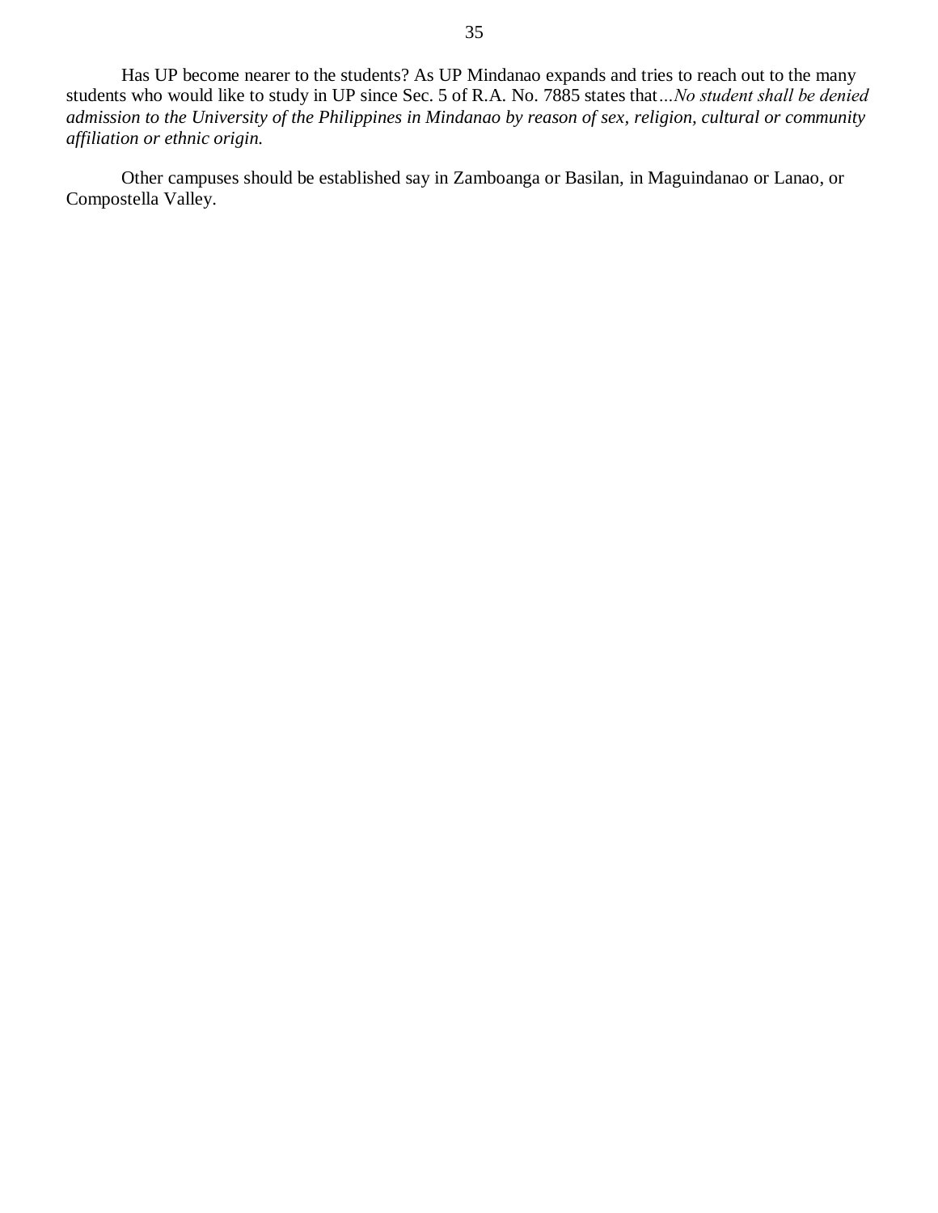Has UP become nearer to the students? As UP Mindanao expands and tries to reach out to the many students who would like to study in UP since Sec. 5 of R.A. No. 7885 states that*...No student shall be denied admission to the University of the Philippines in Mindanao by reason of sex, religion, cultural or community affiliation or ethnic origin.*

Other campuses should be established say in Zamboanga or Basilan, in Maguindanao or Lanao, or Compostella Valley.